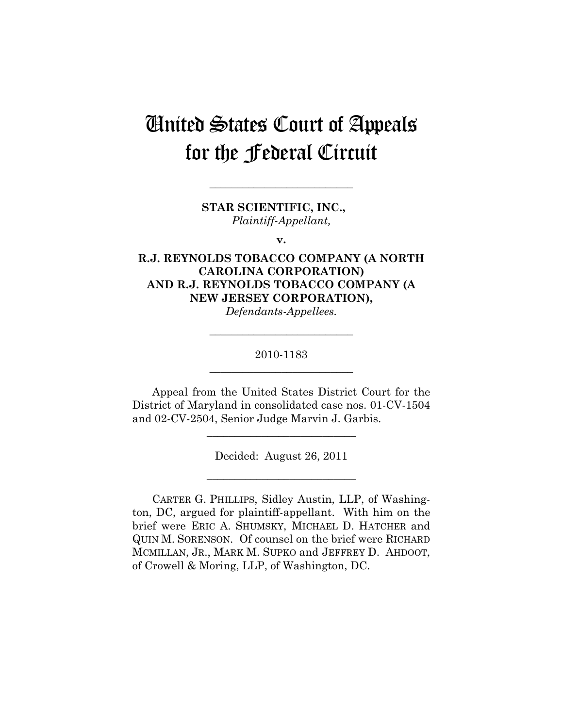# United States Court of Appeals for the Federal Circuit

---

**STAR SCIENTIFIC, INC.,**
*Plaintiff-Appellant,*

**v.**

**R.J. REYNOLDS TOBACCO COMPANY (A NORTH CAROLINA CORPORATION) AND R.J. REYNOLDS TOBACCO COMPANY (A NEW JERSEY CORPORATION),**
*Defendants-Appellees.*

---

2010-1183

---

Appeal from the United States District Court for the District of Maryland in consolidated case nos. 01-CV-1504 and 02-CV-2504, Senior Judge Marvin J. Garbis.

---

Decided: August 26, 2011

---

CARTER G. PHILLIPS, Sidley Austin, LLP, of Washington, DC, argued for plaintiff-appellant. With him on the brief were ERIC A. SHUMSKY, MICHAEL D. HATCHER and QUIN M. SORENSON. Of counsel on the brief were RICHARD MCMILLAN, JR., MARK M. SUPKO and JEFFREY D. AHDOOT, of Crowell & Moring, LLP, of Washington, DC.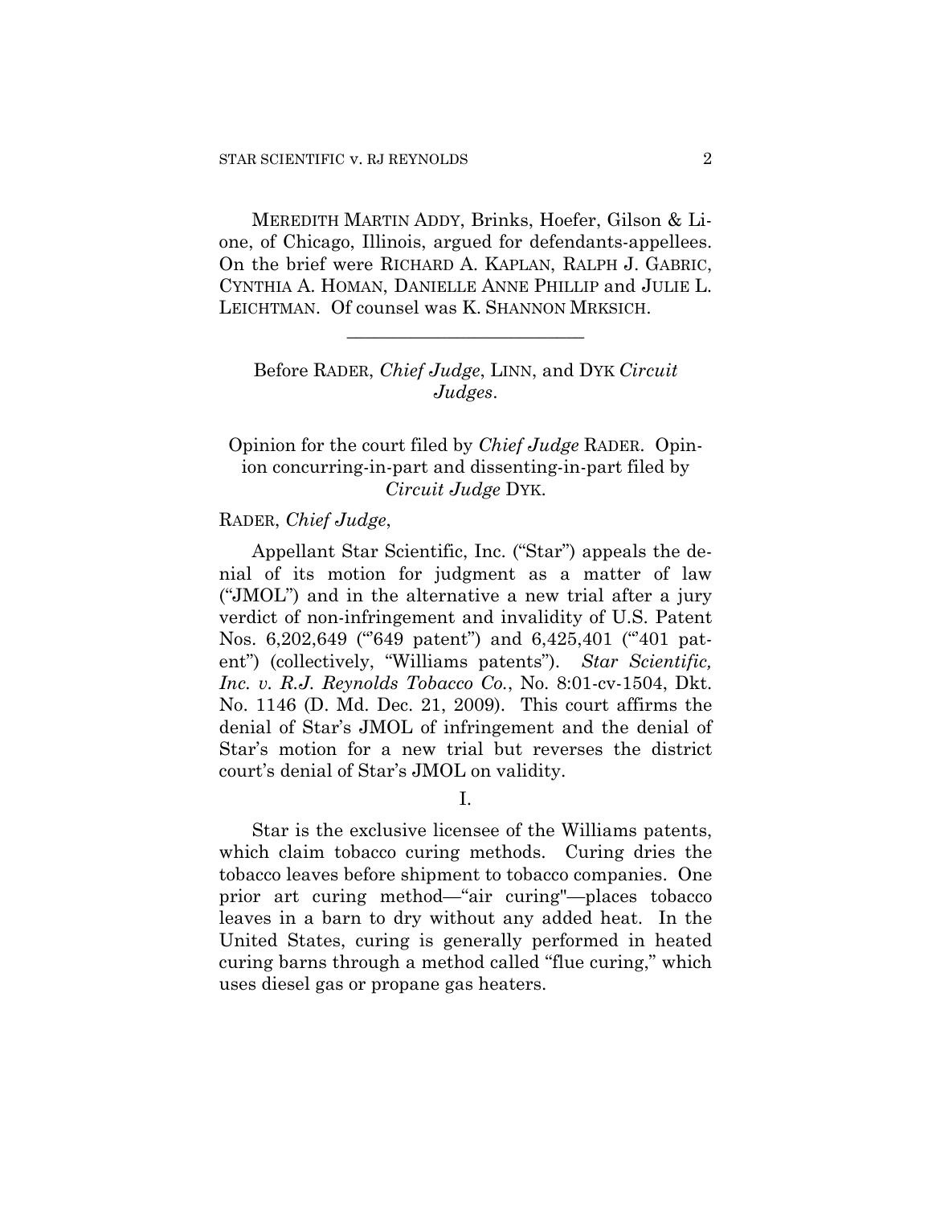MEREDITH MARTIN ADDY, Brinks, Hoefer, Gilson & Lione, of Chicago, Illinois, argued for defendants-appellees. On the brief were RICHARD A. KAPLAN, RALPH J. GABRIC, CYNTHIA A. HOMAN, DANIELLE ANNE PHILLIP and JULIE L. LEICHTMAN. Of counsel was K. SHANNON MRKSICH.

---

Before RADER, *Chief Judge*, LINN, and DYK *Circuit Judges*.

Opinion for the court filed by *Chief Judge* RADER. Opinion concurring-in-part and dissenting-in-part filed by *Circuit Judge* DYK.

RADER, *Chief Judge*,

Appellant Star Scientific, Inc. ("Star") appeals the denial of its motion for judgment as a matter of law ("JMOL") and in the alternative a new trial after a jury verdict of non-infringement and invalidity of U.S. Patent Nos. 6,202,649 ("'649 patent") and 6,425,401 ("'401 patent") (collectively, "Williams patents"). *Star Scientific, Inc. v. R.J. Reynolds Tobacco Co.*, No. 8:01-cv-1504, Dkt. No. 1146 (D. Md. Dec. 21, 2009). This court affirms the denial of Star's JMOL of infringement and the denial of Star's motion for a new trial but reverses the district court's denial of Star's JMOL on validity.

I.

Star is the exclusive licensee of the Williams patents, which claim tobacco curing methods. Curing dries the tobacco leaves before shipment to tobacco companies. One prior art curing method—"air curing"—places tobacco leaves in a barn to dry without any added heat. In the United States, curing is generally performed in heated curing barns through a method called "flue curing," which uses diesel gas or propane gas heaters.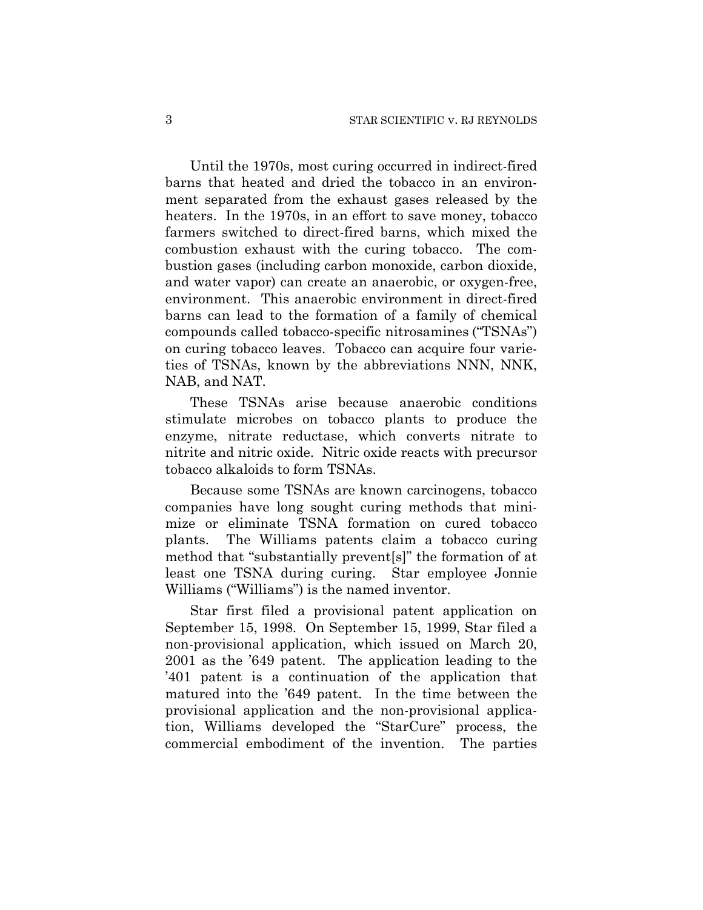Until the 1970s, most curing occurred in indirect-fired barns that heated and dried the tobacco in an environment separated from the exhaust gases released by the heaters. In the 1970s, in an effort to save money, tobacco farmers switched to direct-fired barns, which mixed the combustion exhaust with the curing tobacco. The combustion gases (including carbon monoxide, carbon dioxide, and water vapor) can create an anaerobic, or oxygen-free, environment. This anaerobic environment in direct-fired barns can lead to the formation of a family of chemical compounds called tobacco-specific nitrosamines ("TSNAs") on curing tobacco leaves. Tobacco can acquire four varieties of TSNAs, known by the abbreviations NNN, NNK, NAB, and NAT.

These TSNAs arise because anaerobic conditions stimulate microbes on tobacco plants to produce the enzyme, nitrate reductase, which converts nitrate to nitrite and nitric oxide. Nitric oxide reacts with precursor tobacco alkaloids to form TSNAs.

Because some TSNAs are known carcinogens, tobacco companies have long sought curing methods that minimize or eliminate TSNA formation on cured tobacco plants. The Williams patents claim a tobacco curing method that "substantially prevent[s]" the formation of at least one TSNA during curing. Star employee Jonnie Williams ("Williams") is the named inventor.

Star first filed a provisional patent application on September 15, 1998. On September 15, 1999, Star filed a non-provisional application, which issued on March 20, 2001 as the '649 patent. The application leading to the '401 patent is a continuation of the application that matured into the '649 patent. In the time between the provisional application and the non-provisional application, Williams developed the "StarCure" process, the commercial embodiment of the invention. The parties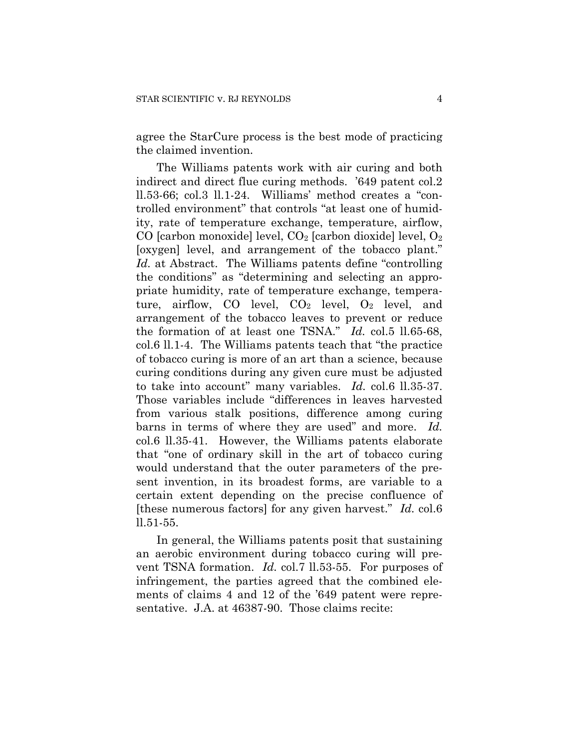agree the StarCure process is the best mode of practicing the claimed invention.

The Williams patents work with air curing and both indirect and direct flue curing methods. '649 patent col.2 ll.53-66; col.3 ll.1-24. Williams' method creates a "controlled environment" that controls "at least one of humidity, rate of temperature exchange, temperature, airflow, CO [carbon monoxide] level, $CO_2$ [carbon dioxide] level, $O_2$ [oxygen] level, and arrangement of the tobacco plant." *Id.* at Abstract. The Williams patents define "controlling the conditions" as "determining and selecting an appropriate humidity, rate of temperature exchange, temperature, airflow, CO level, $CO_2$ level, $O_2$ level, and arrangement of the tobacco leaves to prevent or reduce the formation of at least one TSNA." *Id.* col.5 ll.65-68, col.6 ll.1-4. The Williams patents teach that "the practice of tobacco curing is more of an art than a science, because curing conditions during any given cure must be adjusted to take into account" many variables. *Id.* col.6 ll.35-37. Those variables include "differences in leaves harvested from various stalk positions, difference among curing barns in terms of where they are used" and more. *Id.* col.6 ll.35-41. However, the Williams patents elaborate that "one of ordinary skill in the art of tobacco curing would understand that the outer parameters of the present invention, in its broadest forms, are variable to a certain extent depending on the precise confluence of [these numerous factors] for any given harvest." *Id.* col.6 ll.51-55.

In general, the Williams patents posit that sustaining an aerobic environment during tobacco curing will prevent TSNA formation. *Id.* col.7 ll.53-55. For purposes of infringement, the parties agreed that the combined elements of claims 4 and 12 of the '649 patent were representative. J.A. at 46387-90. Those claims recite: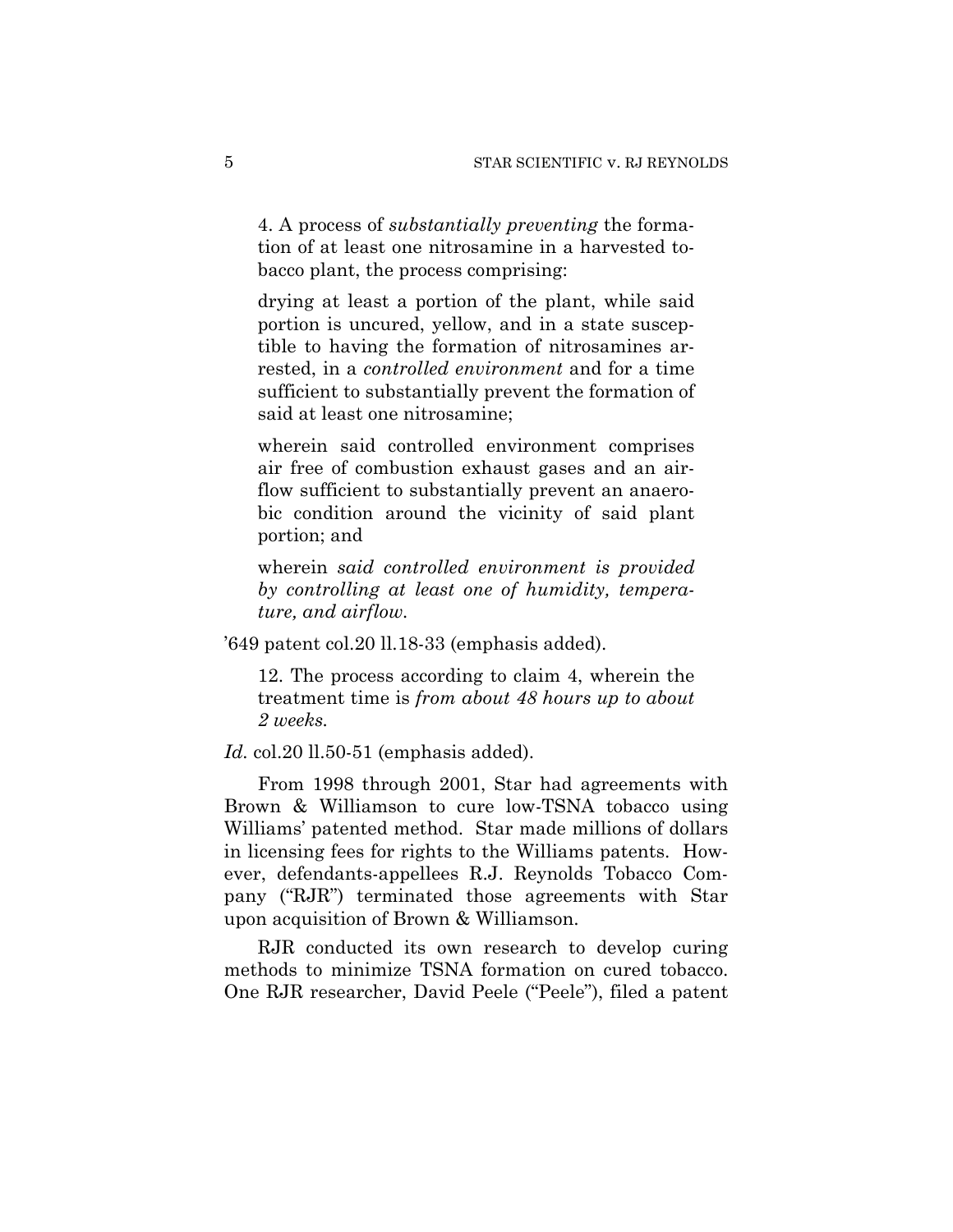4. A process of *substantially preventing* the formation of at least one nitrosamine in a harvested tobacco plant, the process comprising:

> drying at least a portion of the plant, while said portion is uncured, yellow, and in a state susceptible to having the formation of nitrosamines arrested, in a *controlled environment* and for a time sufficient to substantially prevent the formation of said at least one nitrosamine;
>
> wherein said controlled environment comprises air free of combustion exhaust gases and an airflow sufficient to substantially prevent an anaerobic condition around the vicinity of said plant portion; and
>
> wherein *said controlled environment is provided by controlling at least one of humidity, temperature, and airflow.*

'649 patent col.20 ll.18-33 (emphasis added).

> 12. The process according to claim 4, wherein the treatment time is *from about 48 hours up to about 2 weeks.*

*Id.* col.20 ll.50-51 (emphasis added).

From 1998 through 2001, Star had agreements with Brown & Williamson to cure low-TSNA tobacco using Williams' patented method. Star made millions of dollars in licensing fees for rights to the Williams patents. However, defendants-appellees R.J. Reynolds Tobacco Company ("RJR") terminated those agreements with Star upon acquisition of Brown & Williamson.

RJR conducted its own research to develop curing methods to minimize TSNA formation on cured tobacco. One RJR researcher, David Peele ("Peele"), filed a patent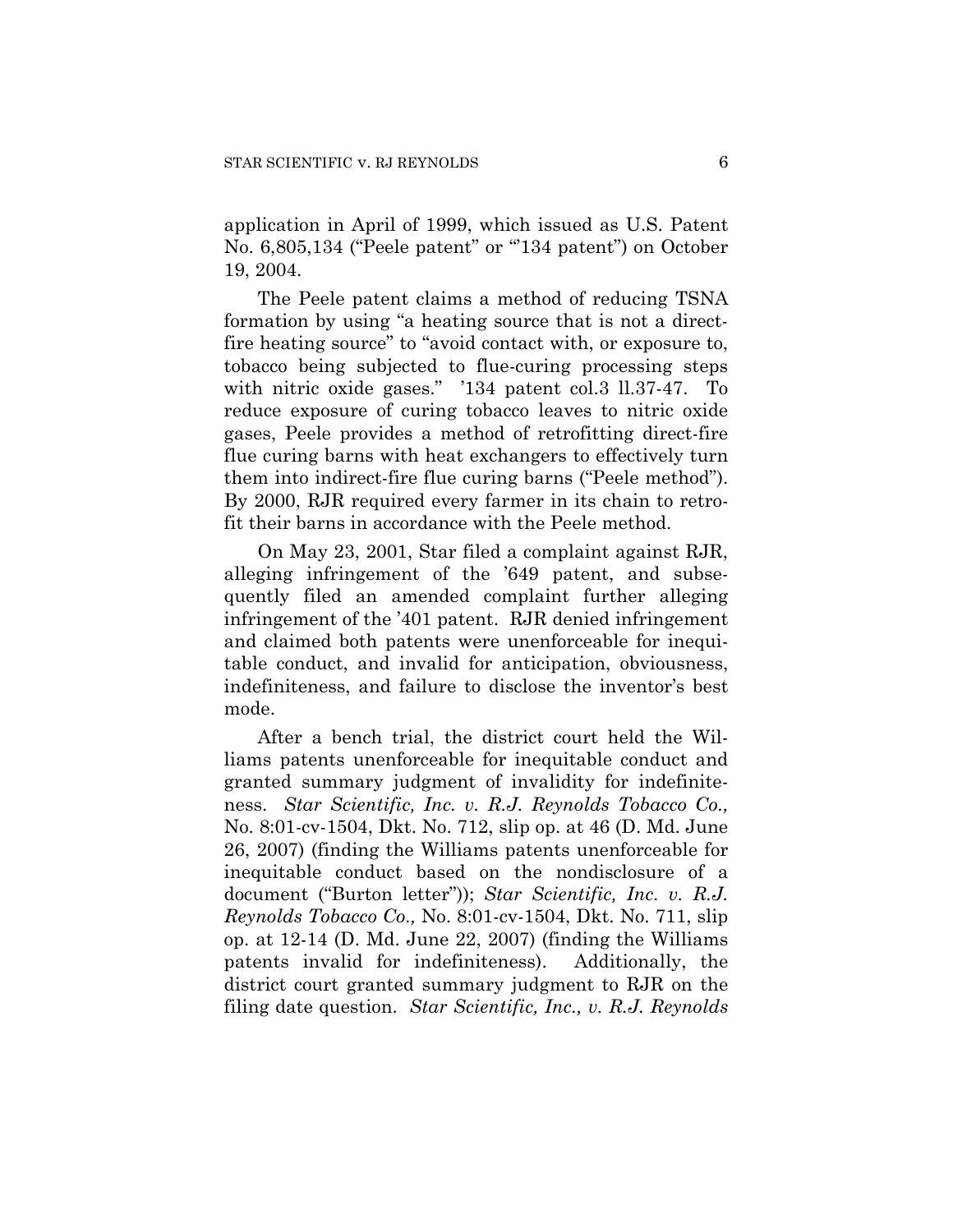application in April of 1999, which issued as U.S. Patent No. 6,805,134 ("Peele patent" or "'134 patent") on October 19, 2004.

The Peele patent claims a method of reducing TSNA formation by using "a heating source that is not a direct-fire heating source" to "avoid contact with, or exposure to, tobacco being subjected to flue-curing processing steps with nitric oxide gases." '134 patent col.3 ll.37-47. To reduce exposure of curing tobacco leaves to nitric oxide gases, Peele provides a method of retrofitting direct-fire flue curing barns with heat exchangers to effectively turn them into indirect-fire flue curing barns ("Peele method"). By 2000, RJR required every farmer in its chain to retrofit their barns in accordance with the Peele method.

On May 23, 2001, Star filed a complaint against RJR, alleging infringement of the '649 patent, and subsequently filed an amended complaint further alleging infringement of the '401 patent. RJR denied infringement and claimed both patents were unenforceable for inequitable conduct, and invalid for anticipation, obviousness, indefiniteness, and failure to disclose the inventor's best mode.

After a bench trial, the district court held the Williams patents unenforceable for inequitable conduct and granted summary judgment of invalidity for indefiniteness. *Star Scientific, Inc. v. R.J. Reynolds Tobacco Co.,* No. 8:01-cv-1504, Dkt. No. 712, slip op. at 46 (D. Md. June 26, 2007) (finding the Williams patents unenforceable for inequitable conduct based on the nondisclosure of a document ("Burton letter")); *Star Scientific, Inc. v. R.J. Reynolds Tobacco Co.,* No. 8:01-cv-1504, Dkt. No. 711, slip op. at 12-14 (D. Md. June 22, 2007) (finding the Williams patents invalid for indefiniteness). Additionally, the district court granted summary judgment to RJR on the filing date question. *Star Scientific, Inc., v. R.J. Reynolds*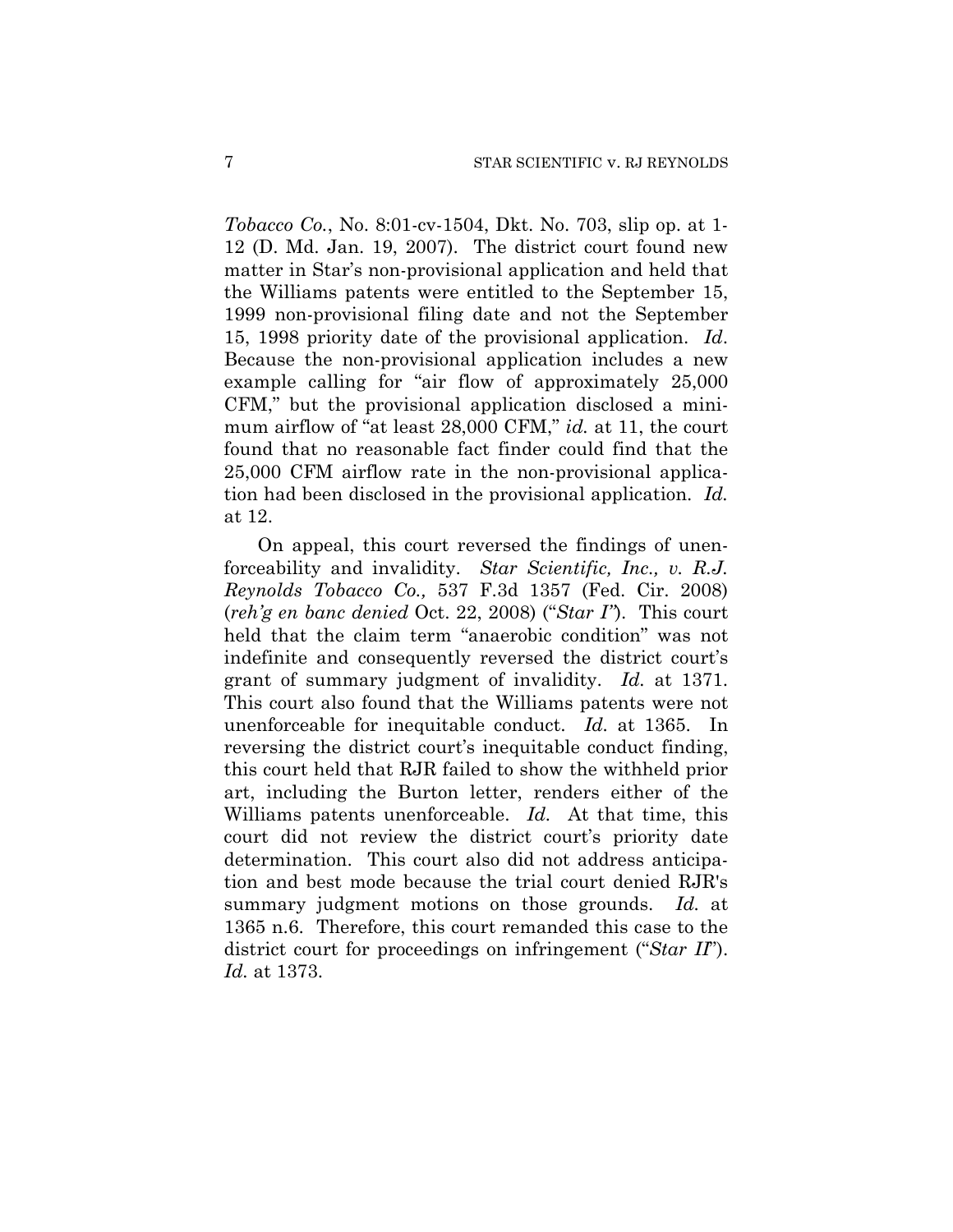*Tobacco Co.*, No. 8:01-cv-1504, Dkt. No. 703, slip op. at 1-12 (D. Md. Jan. 19, 2007). The district court found new matter in Star's non-provisional application and held that the Williams patents were entitled to the September 15, 1999 non-provisional filing date and not the September 15, 1998 priority date of the provisional application. *Id*. Because the non-provisional application includes a new example calling for "air flow of approximately 25,000 CFM," but the provisional application disclosed a minimum airflow of "at least 28,000 CFM," *id.* at 11, the court found that no reasonable fact finder could find that the 25,000 CFM airflow rate in the non-provisional application had been disclosed in the provisional application. *Id.* at 12.

On appeal, this court reversed the findings of unenforceability and invalidity. *Star Scientific, Inc., v. R.J. Reynolds Tobacco Co.,* 537 F.3d 1357 (Fed. Cir. 2008) (*reh'g en banc denied* Oct. 22, 2008) ("*Star I*"). This court held that the claim term "anaerobic condition" was not indefinite and consequently reversed the district court's grant of summary judgment of invalidity. *Id.* at 1371. This court also found that the Williams patents were not unenforceable for inequitable conduct. *Id.* at 1365. In reversing the district court's inequitable conduct finding, this court held that RJR failed to show the withheld prior art, including the Burton letter, renders either of the Williams patents unenforceable. *Id.* At that time, this court did not review the district court's priority date determination. This court also did not address anticipation and best mode because the trial court denied RJR's summary judgment motions on those grounds. *Id.* at 1365 n.6. Therefore, this court remanded this case to the district court for proceedings on infringement ("*Star II*"). *Id.* at 1373.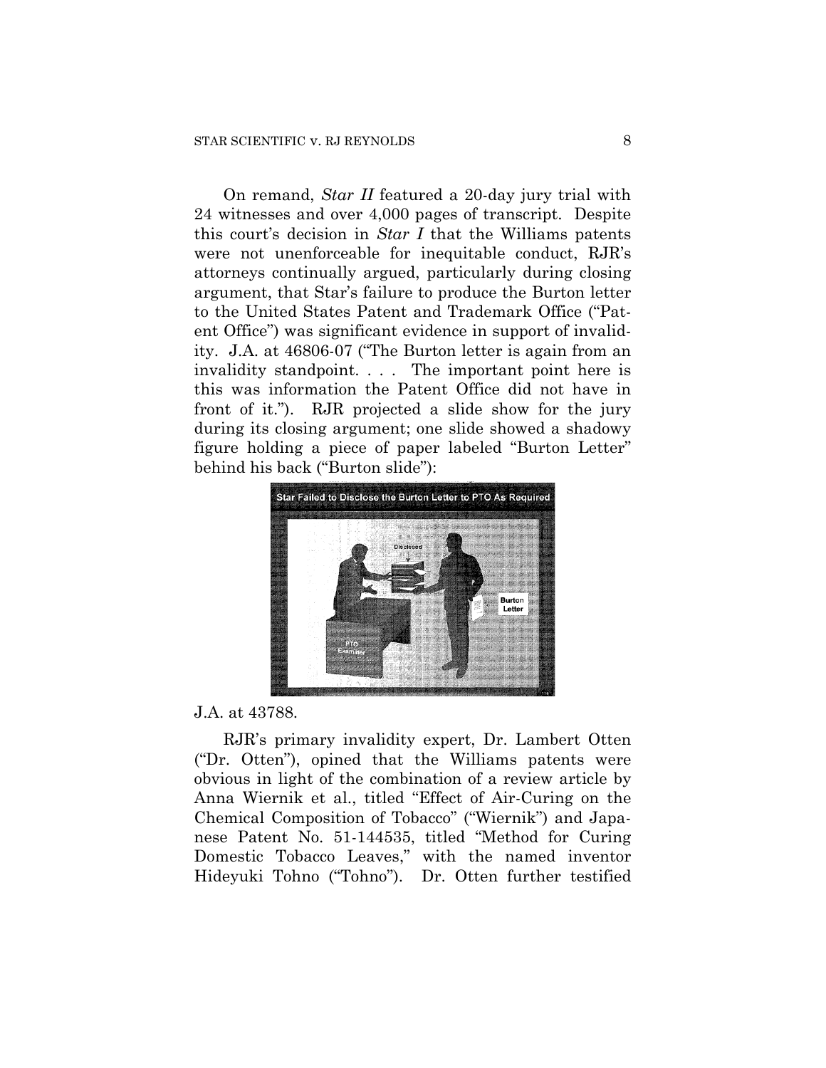On remand, *Star II* featured a 20-day jury trial with 24 witnesses and over 4,000 pages of transcript. Despite this court's decision in *Star I* that the Williams patents were not unenforceable for inequitable conduct, RJR's attorneys continually argued, particularly during closing argument, that Star's failure to produce the Burton letter to the United States Patent and Trademark Office ("Patent Office") was significant evidence in support of invalidity. J.A. at 46806-07 ("The Burton letter is again from an invalidity standpoint. . . . The important point here is this was information the Patent Office did not have in front of it."). RJR projected a slide show for the jury during its closing argument; one slide showed a shadowy figure holding a piece of paper labeled "Burton Letter" behind his back ("Burton slide"):

J.A. at 43788.

RJR's primary invalidity expert, Dr. Lambert Otten ("Dr. Otten"), opined that the Williams patents were obvious in light of the combination of a review article by Anna Wiernik et al., titled "Effect of Air-Curing on the Chemical Composition of Tobacco" ("Wiernik") and Japanese Patent No. 51-144535, titled "Method for Curing Domestic Tobacco Leaves," with the named inventor Hideyuki Tohno ("Tohno"). Dr. Otten further testified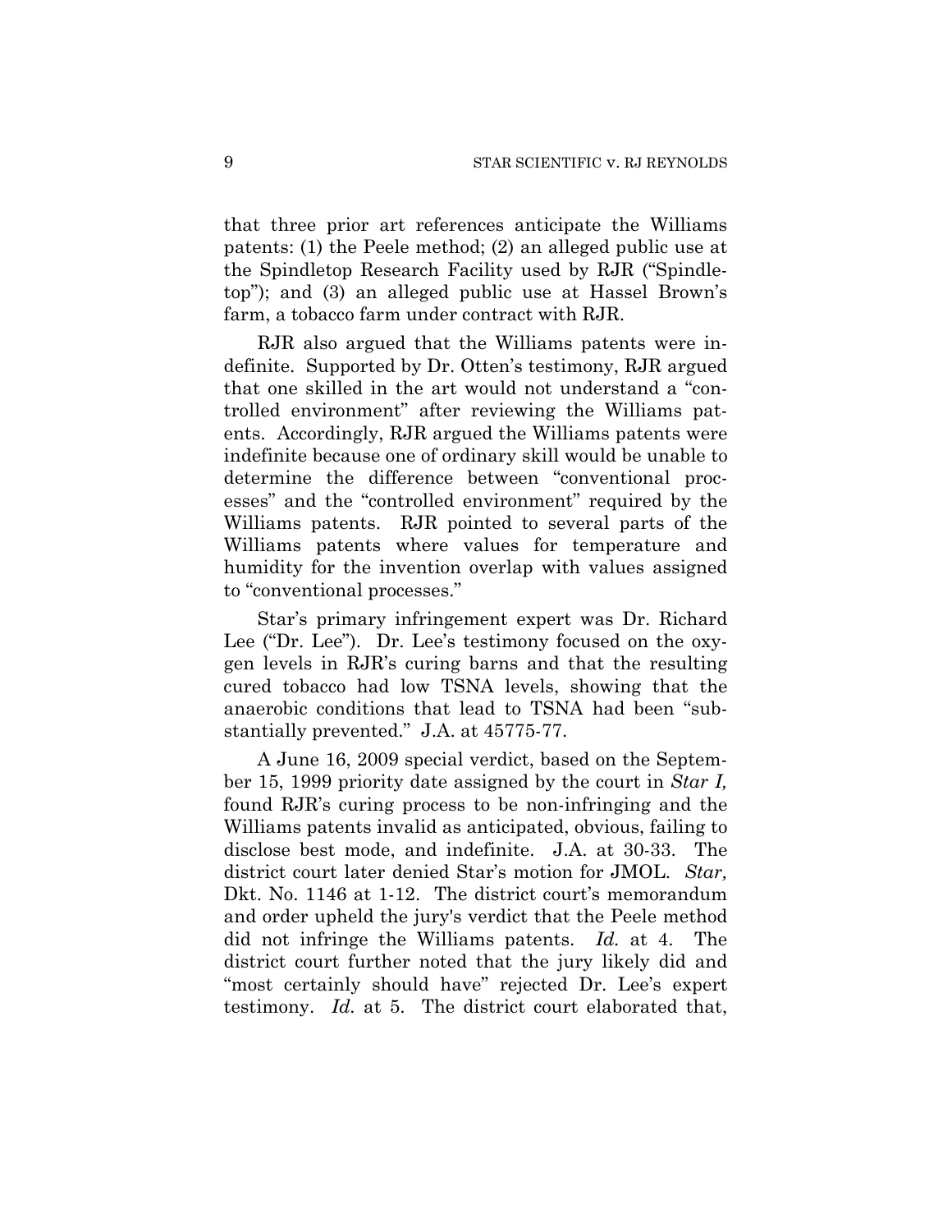that three prior art references anticipate the Williams patents: (1) the Peele method; (2) an alleged public use at the Spindletop Research Facility used by RJR ("Spindletop"); and (3) an alleged public use at Hassel Brown's farm, a tobacco farm under contract with RJR.

RJR also argued that the Williams patents were indefinite. Supported by Dr. Otten's testimony, RJR argued that one skilled in the art would not understand a "controlled environment" after reviewing the Williams patents. Accordingly, RJR argued the Williams patents were indefinite because one of ordinary skill would be unable to determine the difference between "conventional processes" and the "controlled environment" required by the Williams patents. RJR pointed to several parts of the Williams patents where values for temperature and humidity for the invention overlap with values assigned to "conventional processes."

Star's primary infringement expert was Dr. Richard Lee ("Dr. Lee"). Dr. Lee's testimony focused on the oxygen levels in RJR's curing barns and that the resulting cured tobacco had low TSNA levels, showing that the anaerobic conditions that lead to TSNA had been "substantially prevented." J.A. at 45775-77.

A June 16, 2009 special verdict, based on the September 15, 1999 priority date assigned by the court in *Star I,* found RJR's curing process to be non-infringing and the Williams patents invalid as anticipated, obvious, failing to disclose best mode, and indefinite. J.A. at 30-33. The district court later denied Star's motion for JMOL. *Star,* Dkt. No. 1146 at 1-12. The district court's memorandum and order upheld the jury's verdict that the Peele method did not infringe the Williams patents. *Id.* at 4. The district court further noted that the jury likely did and "most certainly should have" rejected Dr. Lee's expert testimony. *Id.* at 5. The district court elaborated that,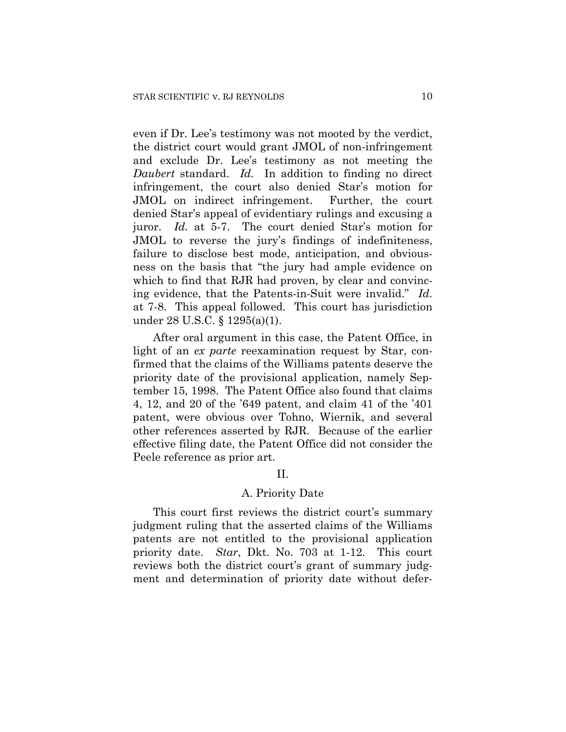even if Dr. Lee's testimony was not mooted by the verdict, the district court would grant JMOL of non-infringement and exclude Dr. Lee's testimony as not meeting the *Daubert* standard. *Id.* In addition to finding no direct infringement, the court also denied Star's motion for JMOL on indirect infringement. Further, the court denied Star's appeal of evidentiary rulings and excusing a juror. *Id.* at 5-7. The court denied Star's motion for JMOL to reverse the jury's findings of indefiniteness, failure to disclose best mode, anticipation, and obviousness on the basis that "the jury had ample evidence on which to find that RJR had proven, by clear and convincing evidence, that the Patents-in-Suit were invalid." *Id.* at 7-8. This appeal followed. This court has jurisdiction under 28 U.S.C. § 1295(a)(1).

After oral argument in this case, the Patent Office, in light of an *ex parte* reexamination request by Star, confirmed that the claims of the Williams patents deserve the priority date of the provisional application, namely September 15, 1998. The Patent Office also found that claims 4, 12, and 20 of the '649 patent, and claim 41 of the '401 patent, were obvious over Tohno, Wiernik, and several other references asserted by RJR. Because of the earlier effective filing date, the Patent Office did not consider the Peele reference as prior art.

## II.

### A. Priority Date

This court first reviews the district court's summary judgment ruling that the asserted claims of the Williams patents are not entitled to the provisional application priority date. *Star*, Dkt. No. 703 at 1-12. This court reviews both the district court's grant of summary judgment and determination of priority date without defer-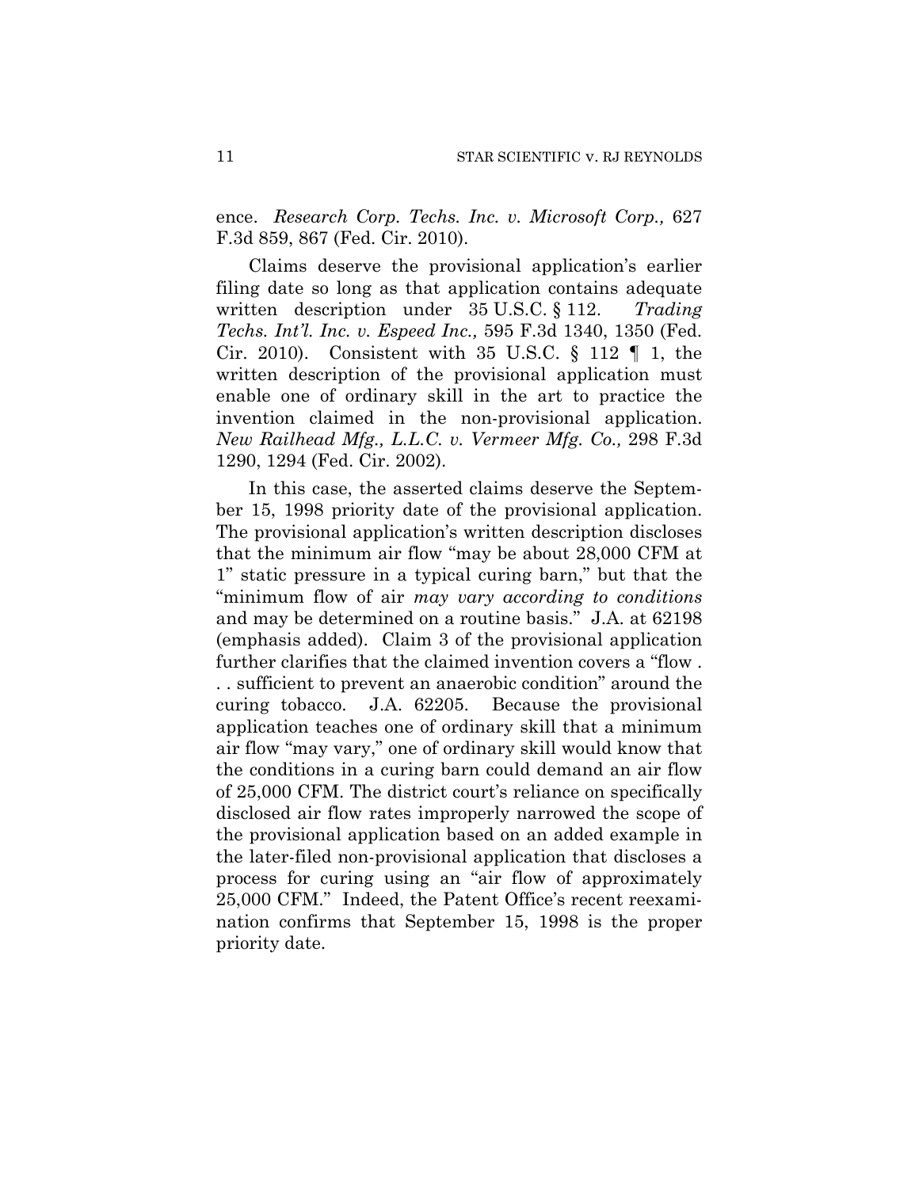ence. *Research Corp. Techs. Inc. v. Microsoft Corp.,* 627 F.3d 859, 867 (Fed. Cir. 2010).

Claims deserve the provisional application's earlier filing date so long as that application contains adequate written description under 35 U.S.C. § 112. *Trading Techs. Int'l. Inc. v. Espeed Inc.,* 595 F.3d 1340, 1350 (Fed. Cir. 2010). Consistent with 35 U.S.C. § 112 ¶ 1, the written description of the provisional application must enable one of ordinary skill in the art to practice the invention claimed in the non-provisional application. *New Railhead Mfg., L.L.C. v. Vermeer Mfg. Co.,* 298 F.3d 1290, 1294 (Fed. Cir. 2002).

In this case, the asserted claims deserve the September 15, 1998 priority date of the provisional application. The provisional application's written description discloses that the minimum air flow "may be about 28,000 CFM at 1" static pressure in a typical curing barn," but that the "minimum flow of air *may vary according to conditions* and may be determined on a routine basis." J.A. at 62198 (emphasis added). Claim 3 of the provisional application further clarifies that the claimed invention covers a "flow . . . sufficient to prevent an anaerobic condition" around the curing tobacco. J.A. 62205. Because the provisional application teaches one of ordinary skill that a minimum air flow "may vary," one of ordinary skill would know that the conditions in a curing barn could demand an air flow of 25,000 CFM. The district court's reliance on specifically disclosed air flow rates improperly narrowed the scope of the provisional application based on an added example in the later-filed non-provisional application that discloses a process for curing using an "air flow of approximately 25,000 CFM." Indeed, the Patent Office's recent reexamination confirms that September 15, 1998 is the proper priority date.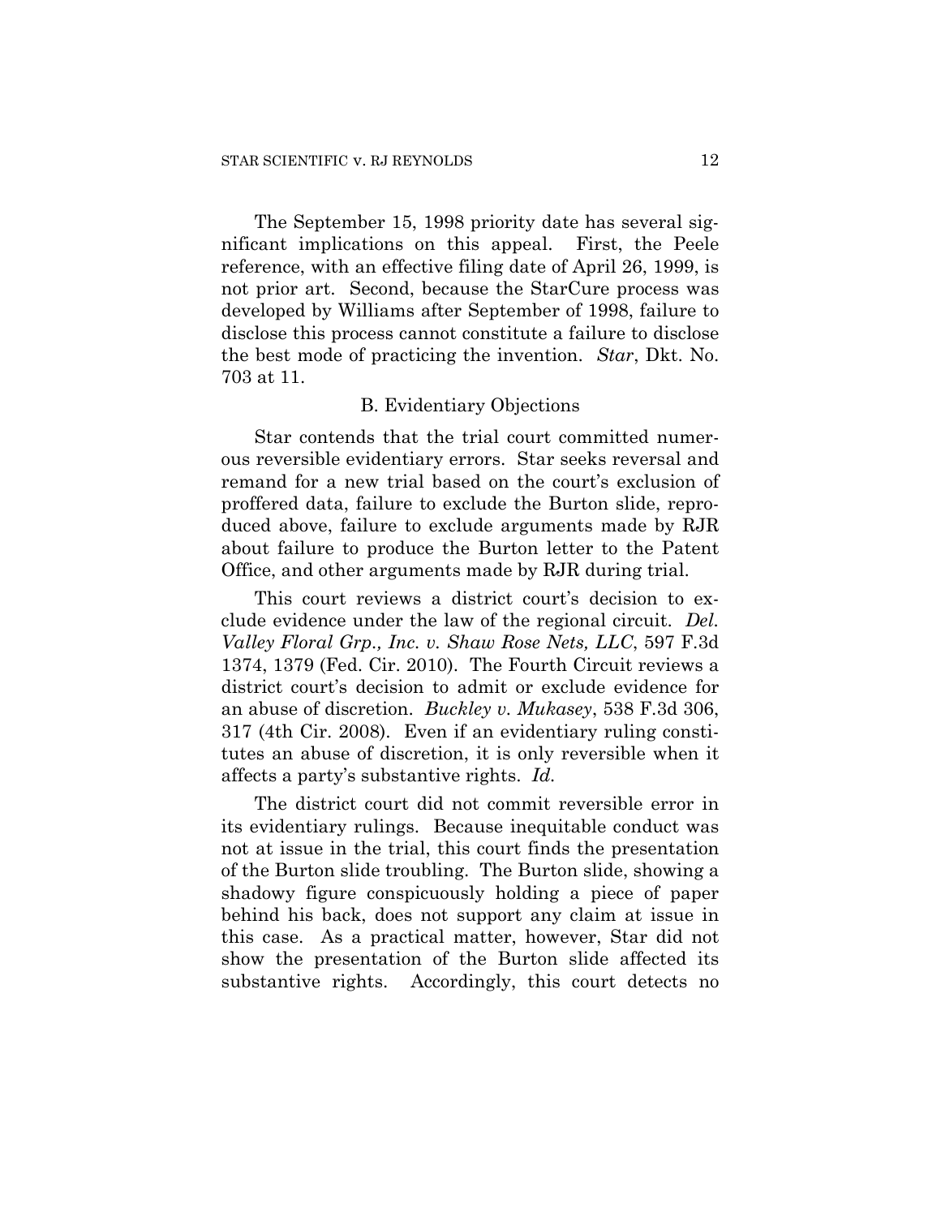The September 15, 1998 priority date has several significant implications on this appeal. First, the Peele reference, with an effective filing date of April 26, 1999, is not prior art. Second, because the StarCure process was developed by Williams after September of 1998, failure to disclose this process cannot constitute a failure to disclose the best mode of practicing the invention. *Star*, Dkt. No. 703 at 11.

### B. Evidentiary Objections

Star contends that the trial court committed numerous reversible evidentiary errors. Star seeks reversal and remand for a new trial based on the court's exclusion of proffered data, failure to exclude the Burton slide, reproduced above, failure to exclude arguments made by RJR about failure to produce the Burton letter to the Patent Office, and other arguments made by RJR during trial.

This court reviews a district court's decision to exclude evidence under the law of the regional circuit. *Del. Valley Floral Grp., Inc. v. Shaw Rose Nets, LLC*, 597 F.3d 1374, 1379 (Fed. Cir. 2010). The Fourth Circuit reviews a district court's decision to admit or exclude evidence for an abuse of discretion. *Buckley v. Mukasey*, 538 F.3d 306, 317 (4th Cir. 2008). Even if an evidentiary ruling constitutes an abuse of discretion, it is only reversible when it affects a party's substantive rights. *Id.*

The district court did not commit reversible error in its evidentiary rulings. Because inequitable conduct was not at issue in the trial, this court finds the presentation of the Burton slide troubling. The Burton slide, showing a shadowy figure conspicuously holding a piece of paper behind his back, does not support any claim at issue in this case. As a practical matter, however, Star did not show the presentation of the Burton slide affected its substantive rights. Accordingly, this court detects no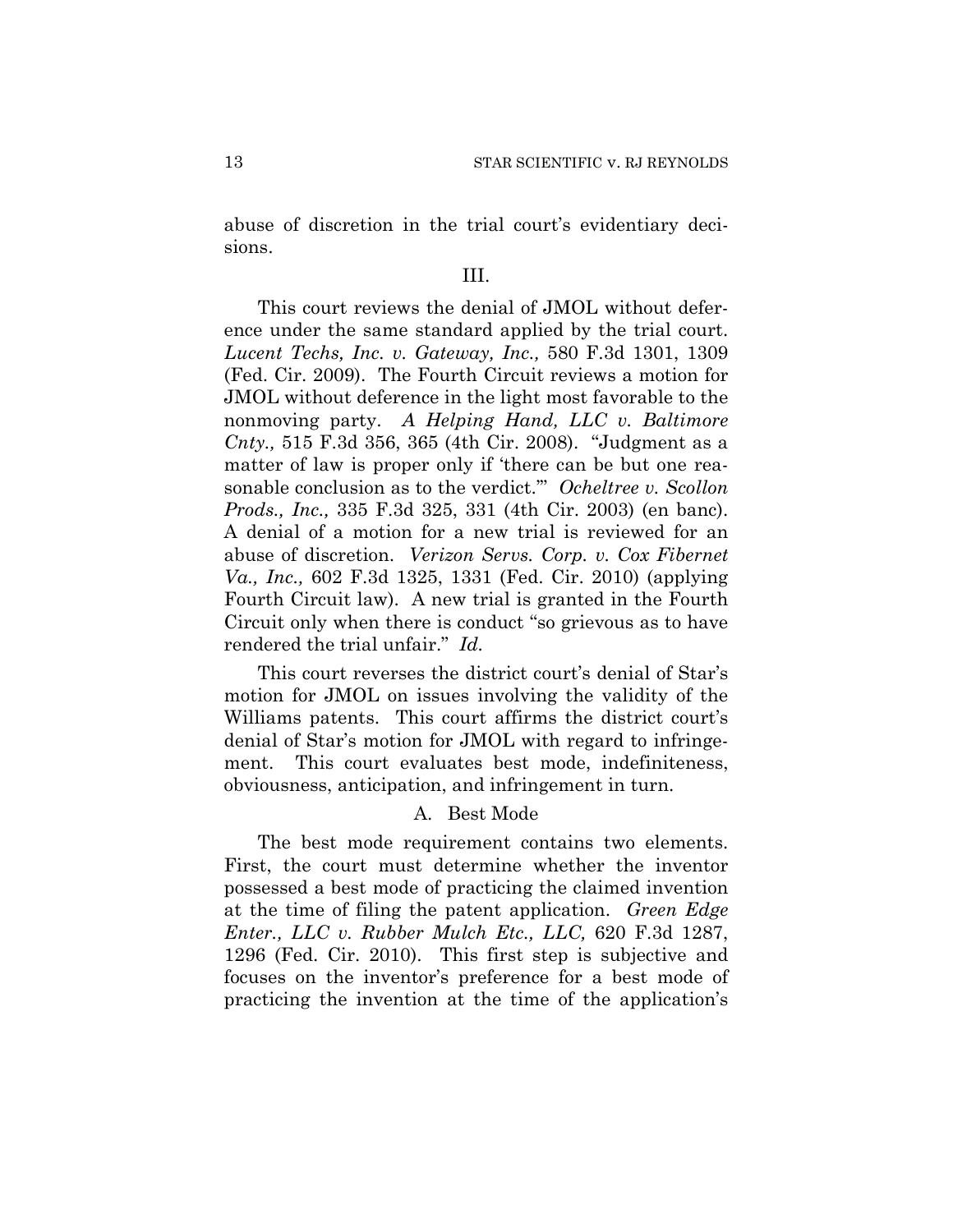abuse of discretion in the trial court's evidentiary decisions.

## III.

This court reviews the denial of JMOL without deference under the same standard applied by the trial court. *Lucent Techs, Inc. v. Gateway, Inc.,* 580 F.3d 1301, 1309 (Fed. Cir. 2009). The Fourth Circuit reviews a motion for JMOL without deference in the light most favorable to the nonmoving party. *A Helping Hand, LLC v. Baltimore Cnty.,* 515 F.3d 356, 365 (4th Cir. 2008). "Judgment as a matter of law is proper only if 'there can be but one reasonable conclusion as to the verdict.'" *Ocheltree v. Scollon Prods., Inc.,* 335 F.3d 325, 331 (4th Cir. 2003) (en banc). A denial of a motion for a new trial is reviewed for an abuse of discretion. *Verizon Servs. Corp. v. Cox Fibernet Va., Inc.,* 602 F.3d 1325, 1331 (Fed. Cir. 2010) (applying Fourth Circuit law). A new trial is granted in the Fourth Circuit only when there is conduct "so grievous as to have rendered the trial unfair." *Id.*

This court reverses the district court's denial of Star's motion for JMOL on issues involving the validity of the Williams patents. This court affirms the district court's denial of Star's motion for JMOL with regard to infringement. This court evaluates best mode, indefiniteness, obviousness, anticipation, and infringement in turn.

### A. Best Mode

The best mode requirement contains two elements. First, the court must determine whether the inventor possessed a best mode of practicing the claimed invention at the time of filing the patent application. *Green Edge Enter., LLC v. Rubber Mulch Etc., LLC,* 620 F.3d 1287, 1296 (Fed. Cir. 2010). This first step is subjective and focuses on the inventor's preference for a best mode of practicing the invention at the time of the application's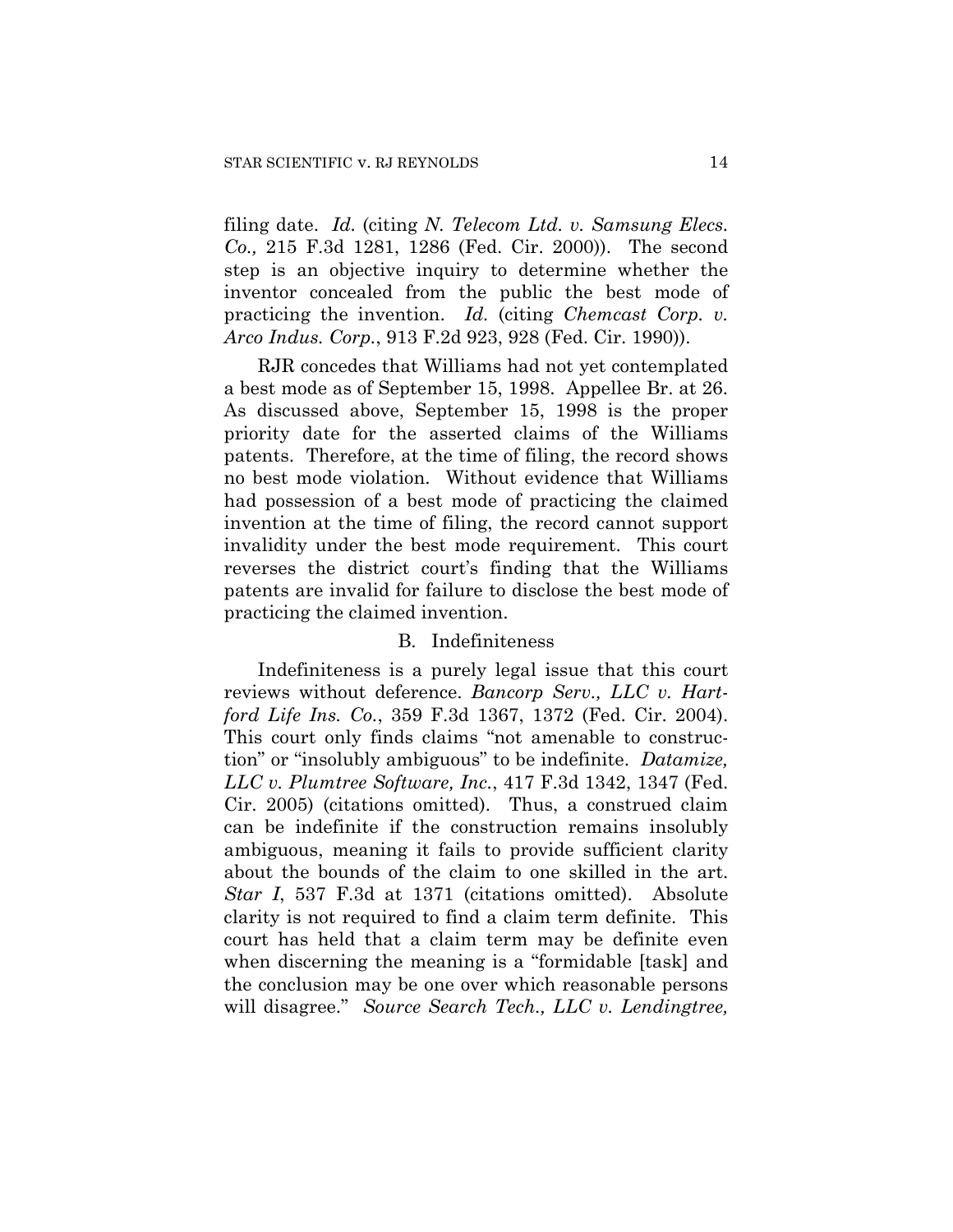filing date. *Id.* (citing *N. Telecom Ltd. v. Samsung Elecs. Co.,* 215 F.3d 1281, 1286 (Fed. Cir. 2000)). The second step is an objective inquiry to determine whether the inventor concealed from the public the best mode of practicing the invention. *Id.* (citing *Chemcast Corp. v. Arco Indus. Corp.*, 913 F.2d 923, 928 (Fed. Cir. 1990)).

RJR concedes that Williams had not yet contemplated a best mode as of September 15, 1998. Appellee Br. at 26. As discussed above, September 15, 1998 is the proper priority date for the asserted claims of the Williams patents. Therefore, at the time of filing, the record shows no best mode violation. Without evidence that Williams had possession of a best mode of practicing the claimed invention at the time of filing, the record cannot support invalidity under the best mode requirement. This court reverses the district court's finding that the Williams patents are invalid for failure to disclose the best mode of practicing the claimed invention.

### B. Indefiniteness

Indefiniteness is a purely legal issue that this court reviews without deference. *Bancorp Serv., LLC v. Hartford Life Ins. Co.*, 359 F.3d 1367, 1372 (Fed. Cir. 2004). This court only finds claims "not amenable to construction" or "insolubly ambiguous" to be indefinite. *Datamize, LLC v. Plumtree Software, Inc.*, 417 F.3d 1342, 1347 (Fed. Cir. 2005) (citations omitted). Thus, a construed claim can be indefinite if the construction remains insolubly ambiguous, meaning it fails to provide sufficient clarity about the bounds of the claim to one skilled in the art. *Star I*, 537 F.3d at 1371 (citations omitted). Absolute clarity is not required to find a claim term definite. This court has held that a claim term may be definite even when discerning the meaning is a "formidable [task] and the conclusion may be one over which reasonable persons will disagree." *Source Search Tech., LLC v. Lendingtree,*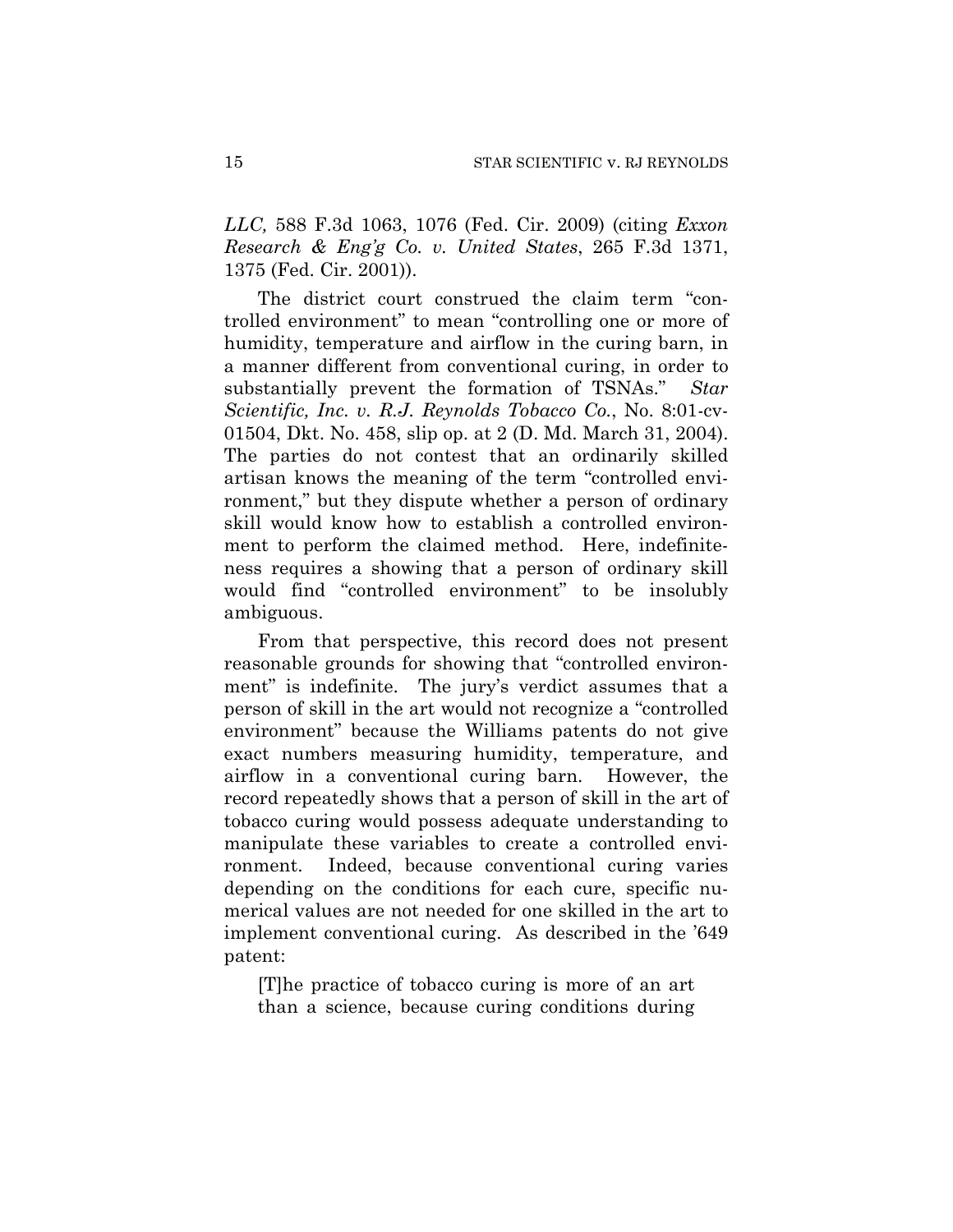*LLC,* 588 F.3d 1063, 1076 (Fed. Cir. 2009) (citing *Exxon Research & Eng'g Co. v. United States*, 265 F.3d 1371, 1375 (Fed. Cir. 2001)).

The district court construed the claim term "controlled environment" to mean "controlling one or more of humidity, temperature and airflow in the curing barn, in a manner different from conventional curing, in order to substantially prevent the formation of TSNAs." *Star Scientific, Inc. v. R.J. Reynolds Tobacco Co.*, No. 8:01-cv-01504, Dkt. No. 458, slip op. at 2 (D. Md. March 31, 2004). The parties do not contest that an ordinarily skilled artisan knows the meaning of the term "controlled environment," but they dispute whether a person of ordinary skill would know how to establish a controlled environment to perform the claimed method. Here, indefiniteness requires a showing that a person of ordinary skill would find "controlled environment" to be insolubly ambiguous.

From that perspective, this record does not present reasonable grounds for showing that "controlled environment" is indefinite. The jury's verdict assumes that a person of skill in the art would not recognize a "controlled environment" because the Williams patents do not give exact numbers measuring humidity, temperature, and airflow in a conventional curing barn. However, the record repeatedly shows that a person of skill in the art of tobacco curing would possess adequate understanding to manipulate these variables to create a controlled environment. Indeed, because conventional curing varies depending on the conditions for each cure, specific numerical values are not needed for one skilled in the art to implement conventional curing. As described in the '649 patent:

> [T]he practice of tobacco curing is more of an art than a science, because curing conditions during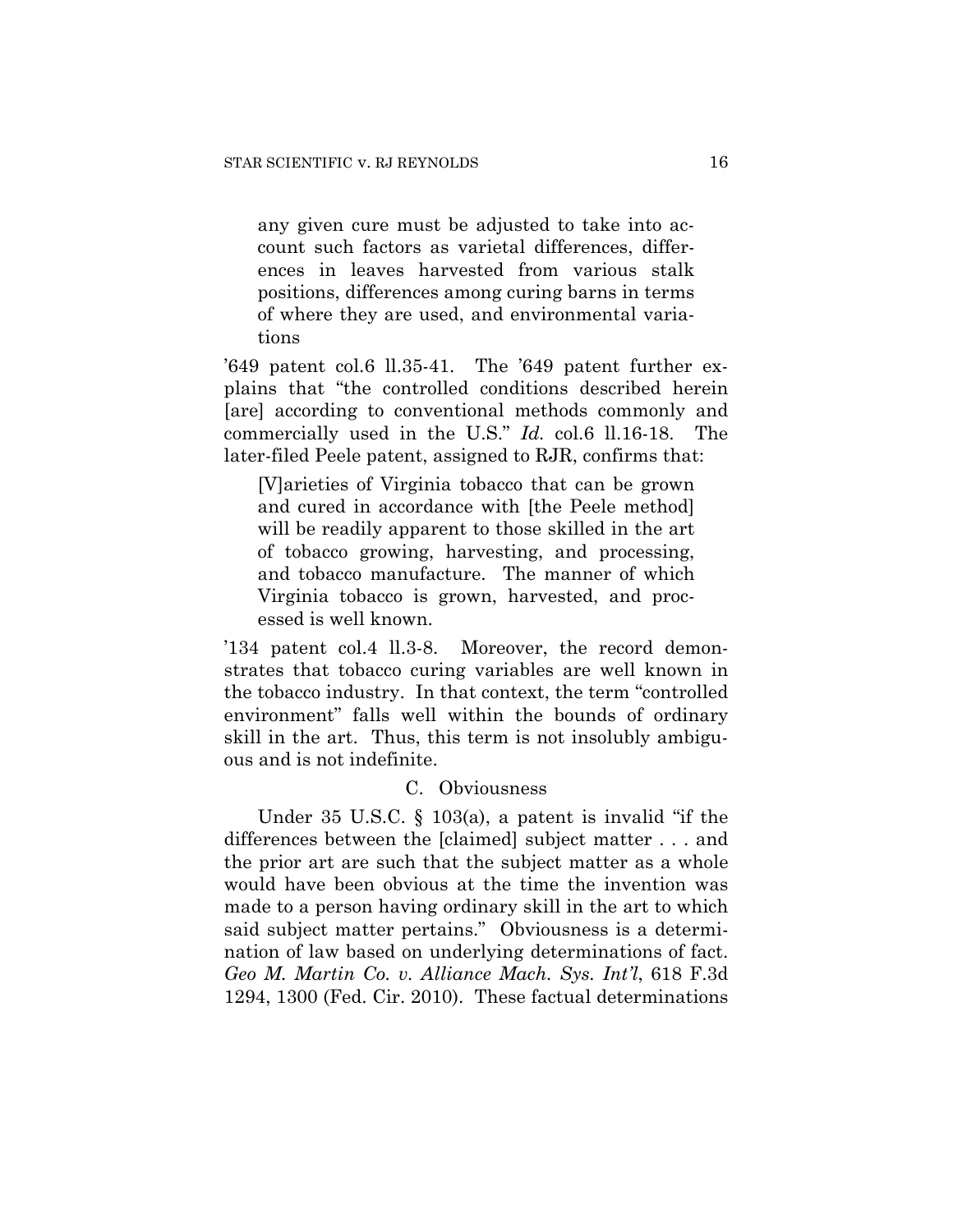> any given cure must be adjusted to take into account such factors as varietal differences, differences in leaves harvested from various stalk positions, differences among curing barns in terms of where they are used, and environmental variations

'649 patent col.6 ll.35-41. The '649 patent further explains that "the controlled conditions described herein [are] according to conventional methods commonly and commercially used in the U.S." *Id.* col.6 ll.16-18. The later-filed Peele patent, assigned to RJR, confirms that:

> [V]arieties of Virginia tobacco that can be grown and cured in accordance with [the Peele method] will be readily apparent to those skilled in the art of tobacco growing, harvesting, and processing, and tobacco manufacture. The manner of which Virginia tobacco is grown, harvested, and processed is well known.

'134 patent col.4 ll.3-8. Moreover, the record demonstrates that tobacco curing variables are well known in the tobacco industry. In that context, the term "controlled environment" falls well within the bounds of ordinary skill in the art. Thus, this term is not insolubly ambiguous and is not indefinite.

### C. Obviousness

Under 35 U.S.C. § 103(a), a patent is invalid "if the differences between the [claimed] subject matter . . . and the prior art are such that the subject matter as a whole would have been obvious at the time the invention was made to a person having ordinary skill in the art to which said subject matter pertains." Obviousness is a determination of law based on underlying determinations of fact. *Geo M. Martin Co. v. Alliance Mach. Sys. Int'l*, 618 F.3d 1294, 1300 (Fed. Cir. 2010). These factual determinations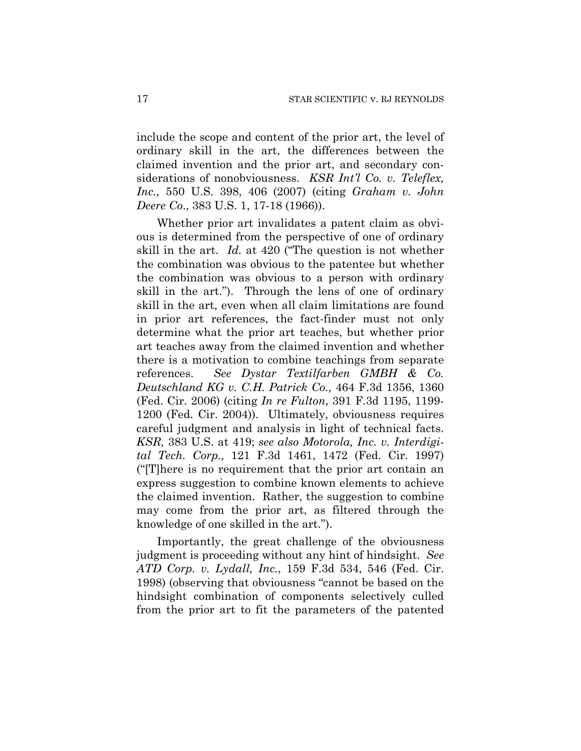include the scope and content of the prior art, the level of ordinary skill in the art, the differences between the claimed invention and the prior art, and secondary considerations of nonobviousness. *KSR Int'l Co. v. Teleflex, Inc.,* 550 U.S. 398, 406 (2007) (citing *Graham v. John Deere Co*., 383 U.S. 1, 17-18 (1966)).

Whether prior art invalidates a patent claim as obvious is determined from the perspective of one of ordinary skill in the art. *Id.* at 420 ("The question is not whether the combination was obvious to the patentee but whether the combination was obvious to a person with ordinary skill in the art."). Through the lens of one of ordinary skill in the art, even when all claim limitations are found in prior art references, the fact-finder must not only determine what the prior art teaches, but whether prior art teaches away from the claimed invention and whether there is a motivation to combine teachings from separate references. *See Dystar Textilfarben GMBH & Co. Deutschland KG v. C.H. Patrick Co.,* 464 F.3d 1356, 1360 (Fed. Cir. 2006) (citing *In re Fulton*, 391 F.3d 1195, 1199-1200 (Fed. Cir. 2004)). Ultimately, obviousness requires careful judgment and analysis in light of technical facts. *KSR,* 383 U.S. at 419; *see also Motorola, Inc. v. Interdigital Tech. Corp.,* 121 F.3d 1461, 1472 (Fed. Cir. 1997) ("[T]here is no requirement that the prior art contain an express suggestion to combine known elements to achieve the claimed invention. Rather, the suggestion to combine may come from the prior art, as filtered through the knowledge of one skilled in the art.").

Importantly, the great challenge of the obviousness judgment is proceeding without any hint of hindsight. *See ATD Corp. v. Lydall, Inc.*, 159 F.3d 534, 546 (Fed. Cir. 1998) (observing that obviousness "cannot be based on the hindsight combination of components selectively culled from the prior art to fit the parameters of the patented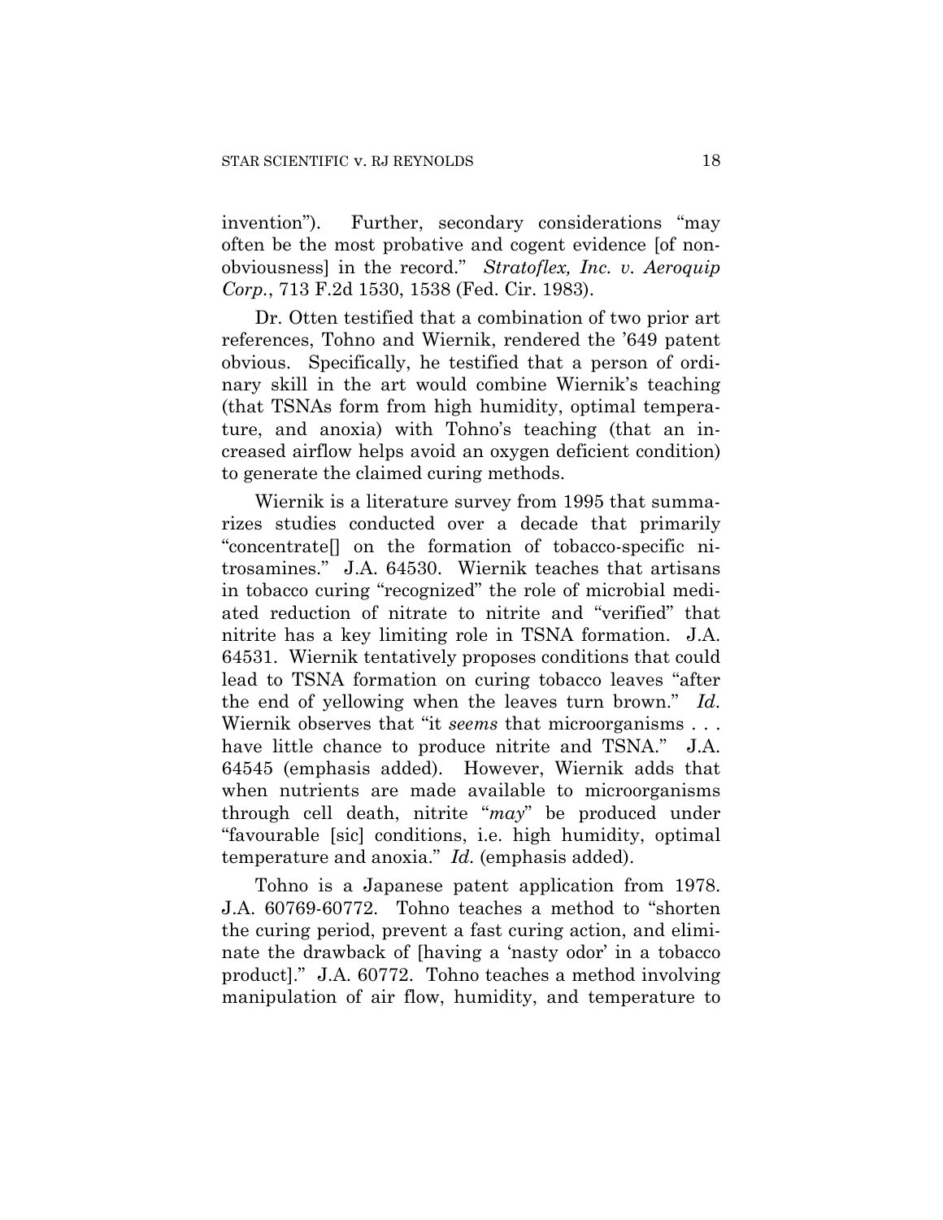invention"). Further, secondary considerations "may often be the most probative and cogent evidence [of non-obviousness] in the record." *Stratoflex, Inc. v. Aeroquip Corp.*, 713 F.2d 1530, 1538 (Fed. Cir. 1983).

Dr. Otten testified that a combination of two prior art references, Tohno and Wiernik, rendered the '649 patent obvious. Specifically, he testified that a person of ordinary skill in the art would combine Wiernik's teaching (that TSNAs form from high humidity, optimal temperature, and anoxia) with Tohno's teaching (that an increased airflow helps avoid an oxygen deficient condition) to generate the claimed curing methods.

Wiernik is a literature survey from 1995 that summarizes studies conducted over a decade that primarily "concentrate[] on the formation of tobacco-specific nitrosamines." J.A. 64530. Wiernik teaches that artisans in tobacco curing "recognized" the role of microbial mediated reduction of nitrate to nitrite and "verified" that nitrite has a key limiting role in TSNA formation. J.A. 64531. Wiernik tentatively proposes conditions that could lead to TSNA formation on curing tobacco leaves "after the end of yellowing when the leaves turn brown." *Id.* Wiernik observes that "it *seems* that microorganisms . . . have little chance to produce nitrite and TSNA." J.A. 64545 (emphasis added). However, Wiernik adds that when nutrients are made available to microorganisms through cell death, nitrite "*may*" be produced under "favourable [sic] conditions, i.e. high humidity, optimal temperature and anoxia." *Id.* (emphasis added).

Tohno is a Japanese patent application from 1978. J.A. 60769-60772. Tohno teaches a method to "shorten the curing period, prevent a fast curing action, and eliminate the drawback of [having a 'nasty odor' in a tobacco product]." J.A. 60772. Tohno teaches a method involving manipulation of air flow, humidity, and temperature to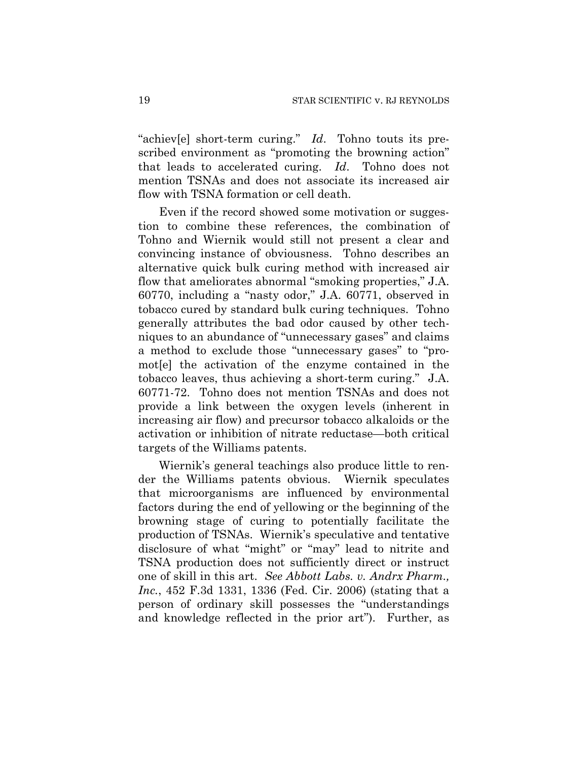"achiev[e] short-term curing." *Id*. Tohno touts its prescribed environment as "promoting the browning action" that leads to accelerated curing. *Id*. Tohno does not mention TSNAs and does not associate its increased air flow with TSNA formation or cell death.

Even if the record showed some motivation or suggestion to combine these references, the combination of Tohno and Wiernik would still not present a clear and convincing instance of obviousness. Tohno describes an alternative quick bulk curing method with increased air flow that ameliorates abnormal "smoking properties," J.A. 60770, including a "nasty odor," J.A. 60771, observed in tobacco cured by standard bulk curing techniques. Tohno generally attributes the bad odor caused by other techniques to an abundance of "unnecessary gases" and claims a method to exclude those "unnecessary gases" to "promot[e] the activation of the enzyme contained in the tobacco leaves, thus achieving a short-term curing." J.A. 60771-72. Tohno does not mention TSNAs and does not provide a link between the oxygen levels (inherent in increasing air flow) and precursor tobacco alkaloids or the activation or inhibition of nitrate reductase—both critical targets of the Williams patents.

Wiernik's general teachings also produce little to render the Williams patents obvious. Wiernik speculates that microorganisms are influenced by environmental factors during the end of yellowing or the beginning of the browning stage of curing to potentially facilitate the production of TSNAs. Wiernik's speculative and tentative disclosure of what "might" or "may" lead to nitrite and TSNA production does not sufficiently direct or instruct one of skill in this art. *See Abbott Labs. v. Andrx Pharm., Inc.*, 452 F.3d 1331, 1336 (Fed. Cir. 2006) (stating that a person of ordinary skill possesses the "understandings and knowledge reflected in the prior art"). Further, as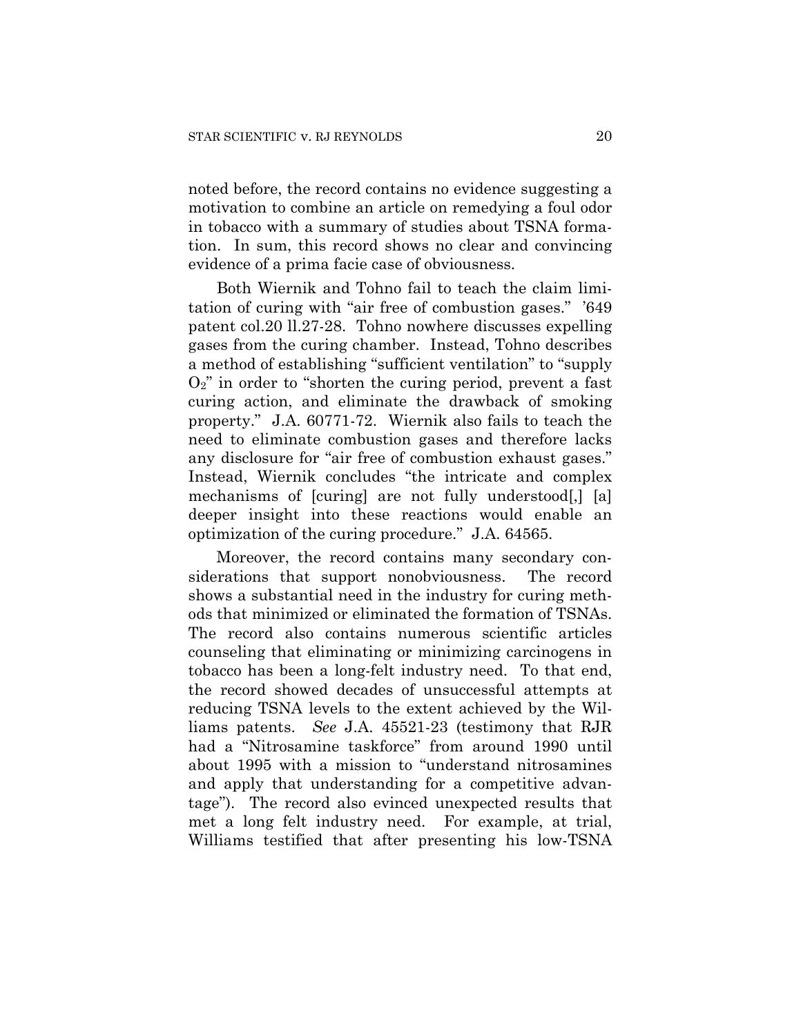noted before, the record contains no evidence suggesting a motivation to combine an article on remedying a foul odor in tobacco with a summary of studies about TSNA formation. In sum, this record shows no clear and convincing evidence of a prima facie case of obviousness.

Both Wiernik and Tohno fail to teach the claim limitation of curing with "air free of combustion gases." '649 patent col.20 ll.27-28. Tohno nowhere discusses expelling gases from the curing chamber. Instead, Tohno describes a method of establishing "sufficient ventilation" to "supply $O_2$" in order to "shorten the curing period, prevent a fast curing action, and eliminate the drawback of smoking property." J.A. 60771-72. Wiernik also fails to teach the need to eliminate combustion gases and therefore lacks any disclosure for "air free of combustion exhaust gases." Instead, Wiernik concludes "the intricate and complex mechanisms of [curing] are not fully understood[,] [a] deeper insight into these reactions would enable an optimization of the curing procedure." J.A. 64565.

Moreover, the record contains many secondary considerations that support nonobviousness. The record shows a substantial need in the industry for curing methods that minimized or eliminated the formation of TSNAs. The record also contains numerous scientific articles counseling that eliminating or minimizing carcinogens in tobacco has been a long-felt industry need. To that end, the record showed decades of unsuccessful attempts at reducing TSNA levels to the extent achieved by the Williams patents. *See* J.A. 45521-23 (testimony that RJR had a "Nitrosamine taskforce" from around 1990 until about 1995 with a mission to "understand nitrosamines and apply that understanding for a competitive advantage"). The record also evinced unexpected results that met a long felt industry need. For example, at trial, Williams testified that after presenting his low-TSNA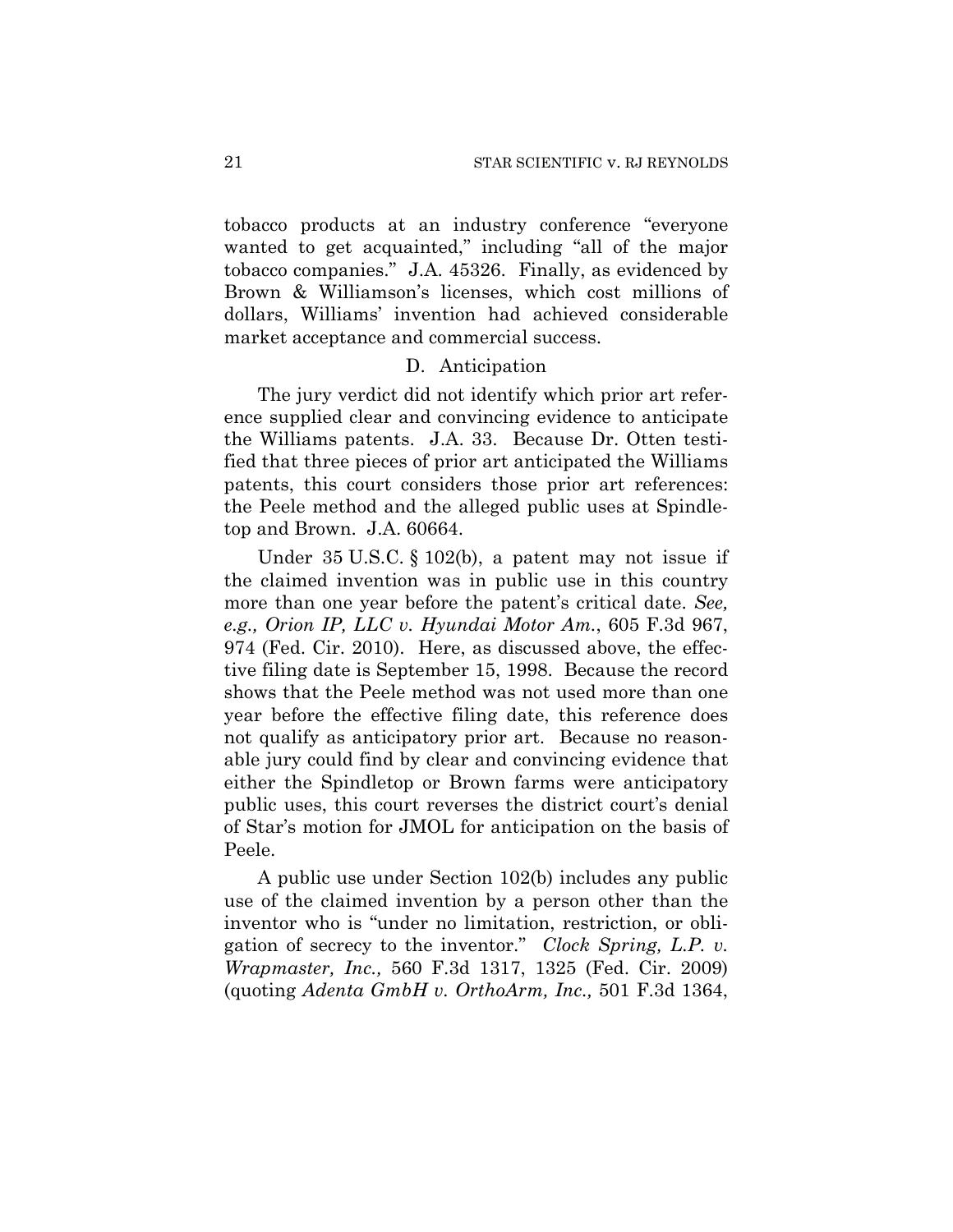tobacco products at an industry conference "everyone wanted to get acquainted," including "all of the major tobacco companies." J.A. 45326. Finally, as evidenced by Brown & Williamson's licenses, which cost millions of dollars, Williams' invention had achieved considerable market acceptance and commercial success.

### D. Anticipation

The jury verdict did not identify which prior art reference supplied clear and convincing evidence to anticipate the Williams patents. J.A. 33. Because Dr. Otten testified that three pieces of prior art anticipated the Williams patents, this court considers those prior art references: the Peele method and the alleged public uses at Spindletop and Brown. J.A. 60664.

Under 35 U.S.C. § 102(b), a patent may not issue if the claimed invention was in public use in this country more than one year before the patent's critical date. *See, e.g., Orion IP, LLC v. Hyundai Motor Am.*, 605 F.3d 967, 974 (Fed. Cir. 2010). Here, as discussed above, the effective filing date is September 15, 1998. Because the record shows that the Peele method was not used more than one year before the effective filing date, this reference does not qualify as anticipatory prior art. Because no reasonable jury could find by clear and convincing evidence that either the Spindletop or Brown farms were anticipatory public uses, this court reverses the district court's denial of Star's motion for JMOL for anticipation on the basis of Peele.

A public use under Section 102(b) includes any public use of the claimed invention by a person other than the inventor who is "under no limitation, restriction, or obligation of secrecy to the inventor." *Clock Spring, L.P. v. Wrapmaster, Inc.,* 560 F.3d 1317, 1325 (Fed. Cir. 2009) (quoting *Adenta GmbH v. OrthoArm, Inc.,* 501 F.3d 1364,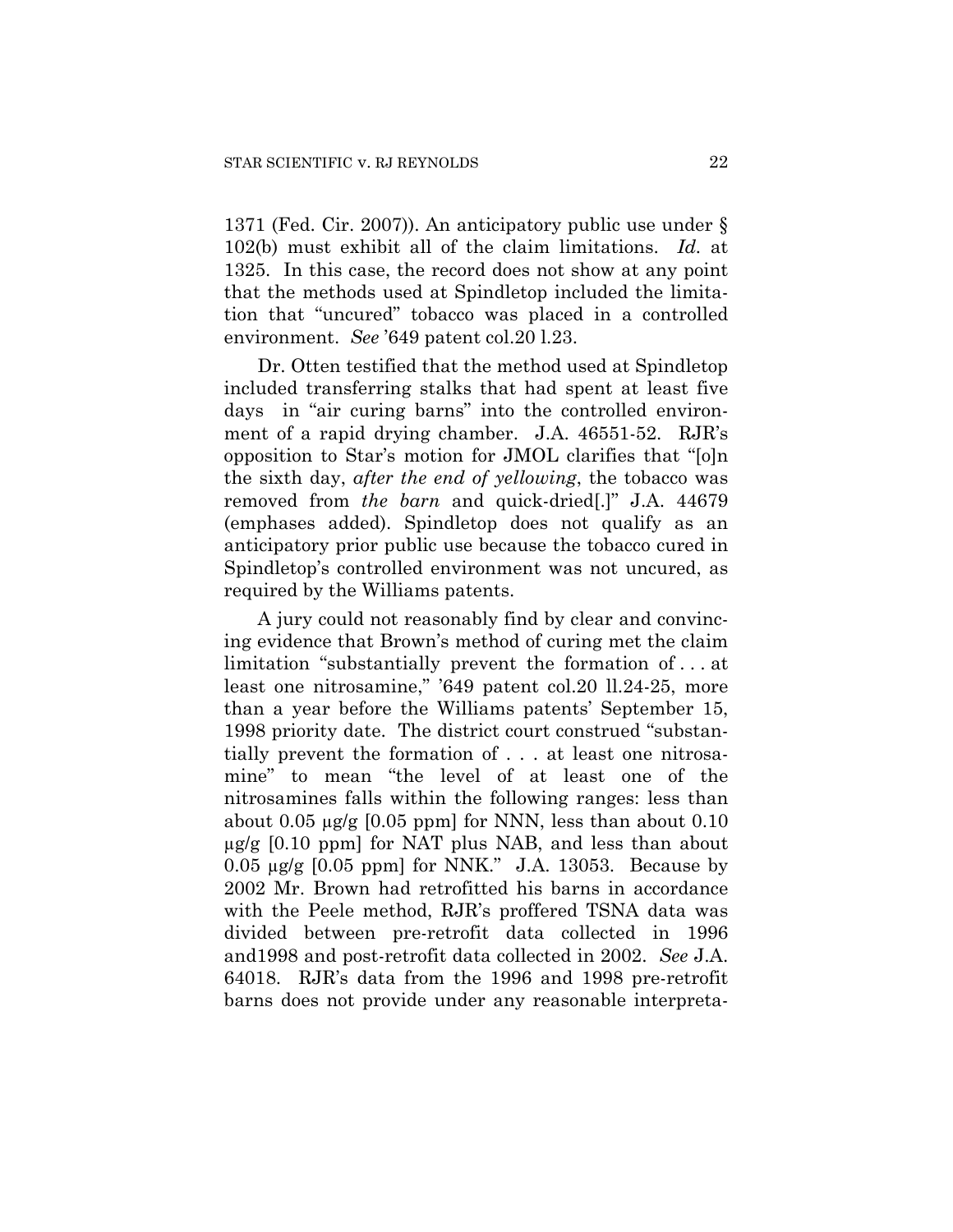1371 (Fed. Cir. 2007)). An anticipatory public use under § 102(b) must exhibit all of the claim limitations. *Id.* at 1325. In this case, the record does not show at any point that the methods used at Spindletop included the limitation that "uncured" tobacco was placed in a controlled environment. *See* '649 patent col.20 l.23.

Dr. Otten testified that the method used at Spindletop included transferring stalks that had spent at least five days in "air curing barns" into the controlled environment of a rapid drying chamber. J.A. 46551-52. RJR's opposition to Star's motion for JMOL clarifies that "[o]n the sixth day, *after the end of yellowing*, the tobacco was removed from *the barn* and quick-dried[.]" J.A. 44679 (emphases added). Spindletop does not qualify as an anticipatory prior public use because the tobacco cured in Spindletop's controlled environment was not uncured, as required by the Williams patents.

A jury could not reasonably find by clear and convincing evidence that Brown's method of curing met the claim limitation "substantially prevent the formation of . . . at least one nitrosamine," '649 patent col.20 ll.24-25, more than a year before the Williams patents' September 15, 1998 priority date. The district court construed "substantially prevent the formation of . . . at least one nitrosamine" to mean "the level of at least one of the nitrosamines falls within the following ranges: less than about 0.05 μg/g [0.05 ppm] for NNN, less than about 0.10 μg/g [0.10 ppm] for NAT plus NAB, and less than about 0.05 μg/g [0.05 ppm] for NNK." J.A. 13053. Because by 2002 Mr. Brown had retrofitted his barns in accordance with the Peele method, RJR's proffered TSNA data was divided between pre-retrofit data collected in 1996 and1998 and post-retrofit data collected in 2002. *See* J.A. 64018. RJR's data from the 1996 and 1998 pre-retrofit barns does not provide under any reasonable interpreta-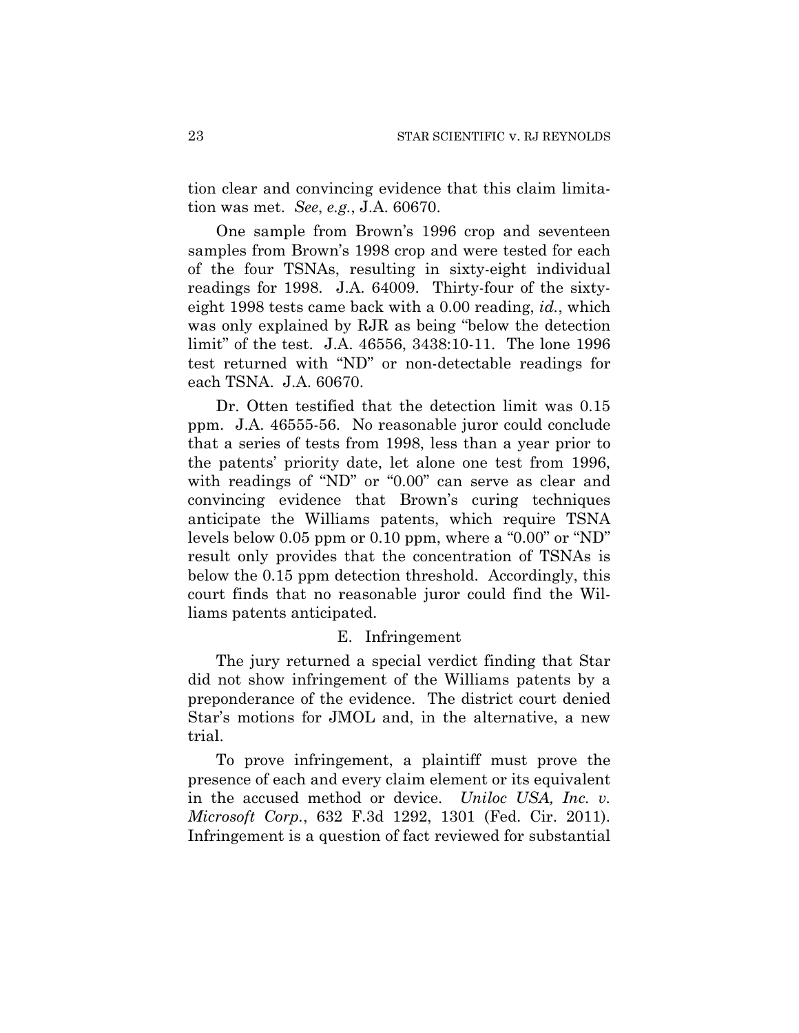tion clear and convincing evidence that this claim limitation was met. *See*, *e.g.*, J.A. 60670.

One sample from Brown's 1996 crop and seventeen samples from Brown's 1998 crop and were tested for each of the four TSNAs, resulting in sixty-eight individual readings for 1998. J.A. 64009. Thirty-four of the sixty-eight 1998 tests came back with a 0.00 reading, *id.*, which was only explained by RJR as being "below the detection limit" of the test. J.A. 46556, 3438:10-11. The lone 1996 test returned with "ND" or non-detectable readings for each TSNA. J.A. 60670.

Dr. Otten testified that the detection limit was 0.15 ppm. J.A. 46555-56. No reasonable juror could conclude that a series of tests from 1998, less than a year prior to the patents' priority date, let alone one test from 1996, with readings of "ND" or "0.00" can serve as clear and convincing evidence that Brown's curing techniques anticipate the Williams patents, which require TSNA levels below 0.05 ppm or 0.10 ppm, where a "0.00" or "ND" result only provides that the concentration of TSNAs is below the 0.15 ppm detection threshold. Accordingly, this court finds that no reasonable juror could find the Williams patents anticipated.

### E. Infringement

The jury returned a special verdict finding that Star did not show infringement of the Williams patents by a preponderance of the evidence. The district court denied Star's motions for JMOL and, in the alternative, a new trial.

To prove infringement, a plaintiff must prove the presence of each and every claim element or its equivalent in the accused method or device. *Uniloc USA, Inc. v. Microsoft Corp.*, 632 F.3d 1292, 1301 (Fed. Cir. 2011). Infringement is a question of fact reviewed for substantial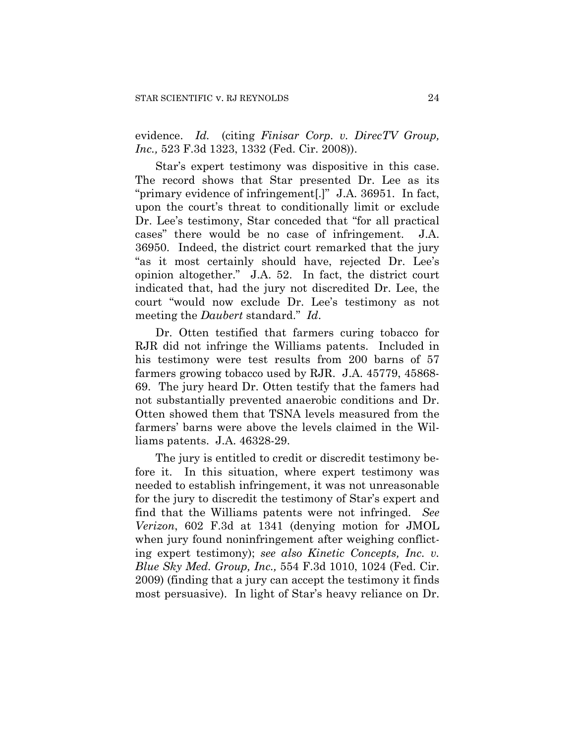evidence. *Id.* (citing *Finisar Corp. v. DirecTV Group, Inc.,* 523 F.3d 1323, 1332 (Fed. Cir. 2008)).

Star's expert testimony was dispositive in this case. The record shows that Star presented Dr. Lee as its "primary evidence of infringement[.]" J.A. 36951. In fact, upon the court's threat to conditionally limit or exclude Dr. Lee's testimony, Star conceded that "for all practical cases" there would be no case of infringement. J.A. 36950. Indeed, the district court remarked that the jury "as it most certainly should have, rejected Dr. Lee's opinion altogether." J.A. 52. In fact, the district court indicated that, had the jury not discredited Dr. Lee, the court "would now exclude Dr. Lee's testimony as not meeting the *Daubert* standard." *Id*.

Dr. Otten testified that farmers curing tobacco for RJR did not infringe the Williams patents. Included in his testimony were test results from 200 barns of 57 farmers growing tobacco used by RJR. J.A. 45779, 45868-69. The jury heard Dr. Otten testify that the famers had not substantially prevented anaerobic conditions and Dr. Otten showed them that TSNA levels measured from the farmers' barns were above the levels claimed in the Williams patents. J.A. 46328-29.

The jury is entitled to credit or discredit testimony before it. In this situation, where expert testimony was needed to establish infringement, it was not unreasonable for the jury to discredit the testimony of Star's expert and find that the Williams patents were not infringed. *See Verizon*, 602 F.3d at 1341 (denying motion for JMOL when jury found noninfringement after weighing conflicting expert testimony); *see also Kinetic Concepts, Inc. v. Blue Sky Med. Group, Inc.,* 554 F.3d 1010, 1024 (Fed. Cir. 2009) (finding that a jury can accept the testimony it finds most persuasive). In light of Star's heavy reliance on Dr.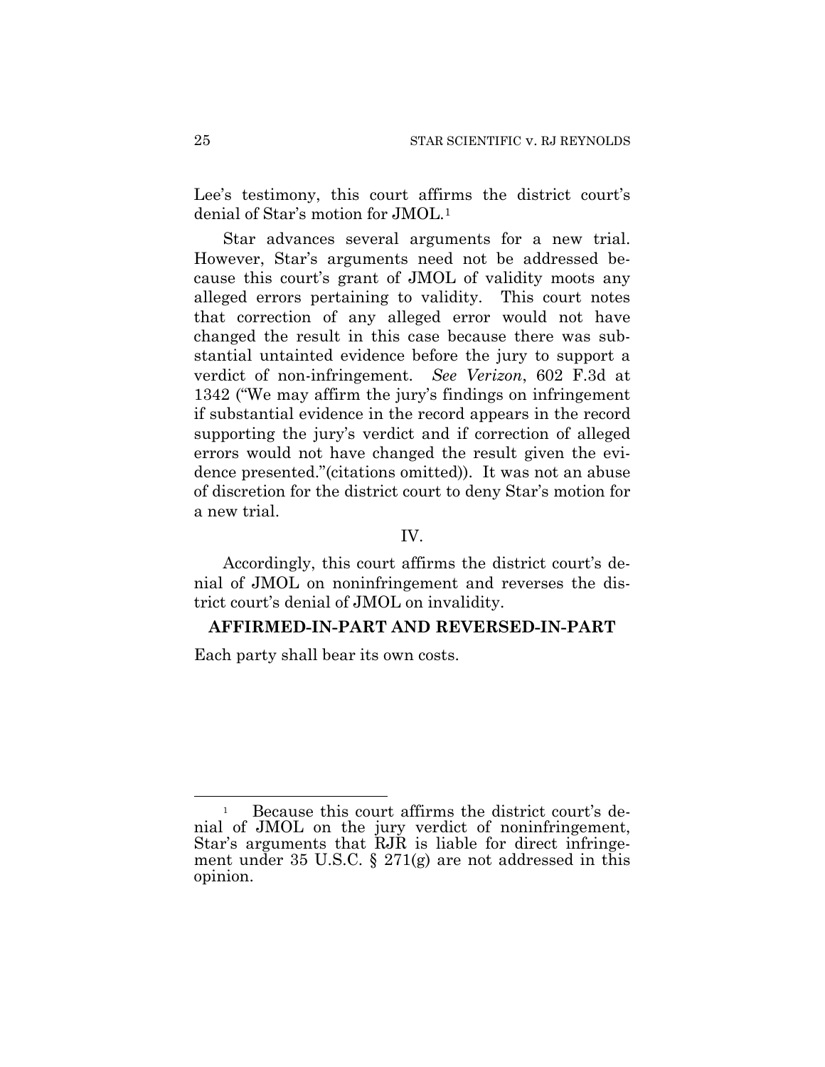Lee's testimony, this court affirms the district court's denial of Star's motion for JMOL.[1]

Star advances several arguments for a new trial. However, Star's arguments need not be addressed because this court's grant of JMOL of validity moots any alleged errors pertaining to validity. This court notes that correction of any alleged error would not have changed the result in this case because there was substantial untainted evidence before the jury to support a verdict of non-infringement. *See Verizon*, 602 F.3d at 1342 ("We may affirm the jury's findings on infringement if substantial evidence in the record appears in the record supporting the jury's verdict and if correction of alleged errors would not have changed the result given the evidence presented."(citations omitted)). It was not an abuse of discretion for the district court to deny Star's motion for a new trial.

IV.

Accordingly, this court affirms the district court's denial of JMOL on noninfringement and reverses the district court's denial of JMOL on invalidity.

**AFFIRMED-IN-PART AND REVERSED-IN-PART**

Each party shall bear its own costs.

---

[1] Because this court affirms the district court's denial of JMOL on the jury verdict of noninfringement, Star's arguments that RJR is liable for direct infringement under 35 U.S.C. § 271(g) are not addressed in this opinion.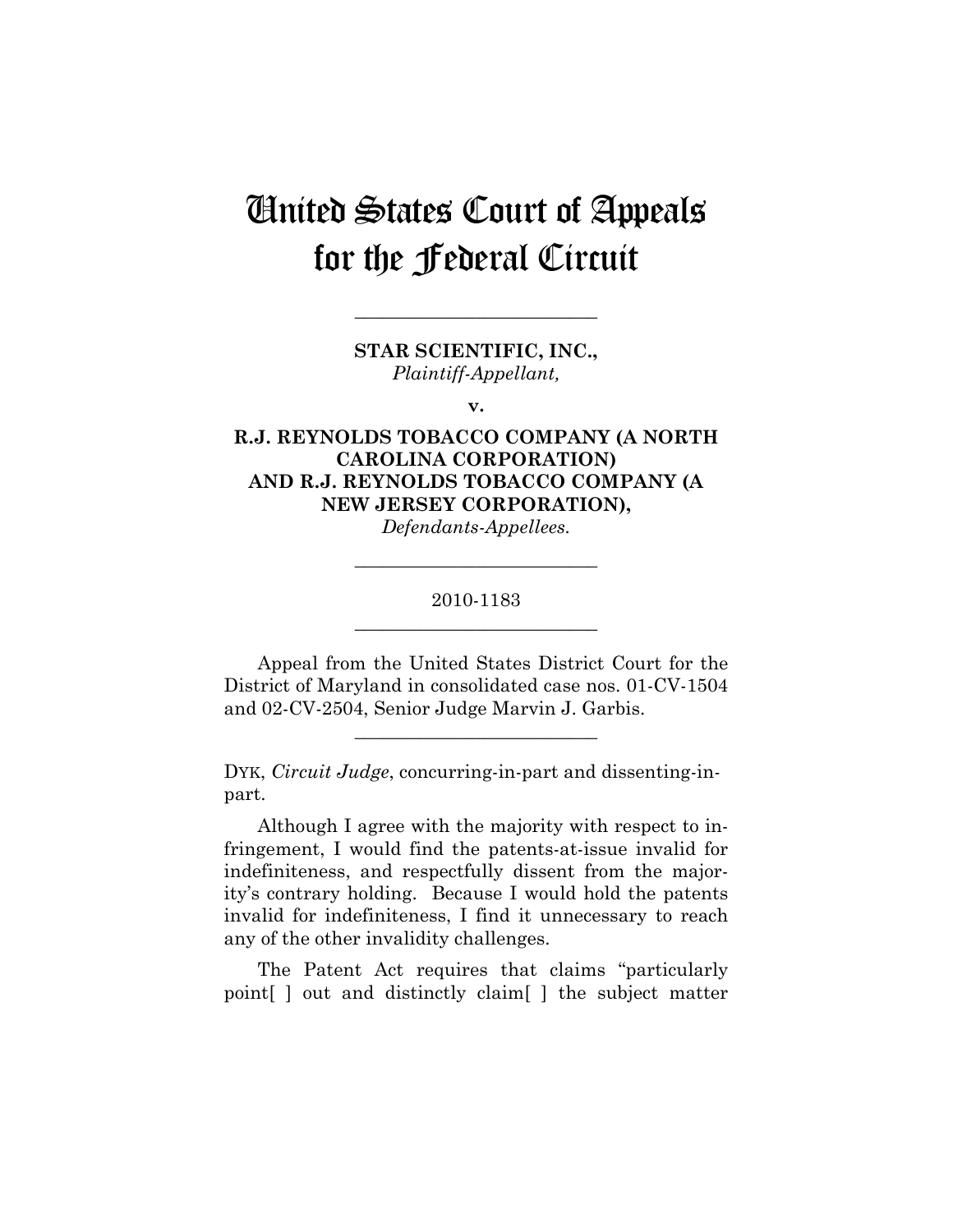# United States Court of Appeals for the Federal Circuit

---

**STAR SCIENTIFIC, INC.,**
*Plaintiff-Appellant,*

**v.**

**R.J. REYNOLDS TOBACCO COMPANY (A NORTH CAROLINA CORPORATION) AND R.J. REYNOLDS TOBACCO COMPANY (A NEW JERSEY CORPORATION),**
*Defendants-Appellees.*

---

2010-1183

---

Appeal from the United States District Court for the District of Maryland in consolidated case nos. 01-CV-1504 and 02-CV-2504, Senior Judge Marvin J. Garbis.

---

DYK, *Circuit Judge*, concurring-in-part and dissenting-in-part.

Although I agree with the majority with respect to infringement, I would find the patents-at-issue invalid for indefiniteness, and respectfully dissent from the majority's contrary holding. Because I would hold the patents invalid for indefiniteness, I find it unnecessary to reach any of the other invalidity challenges.

The Patent Act requires that claims "particularly point[ ] out and distinctly claim[ ] the subject matter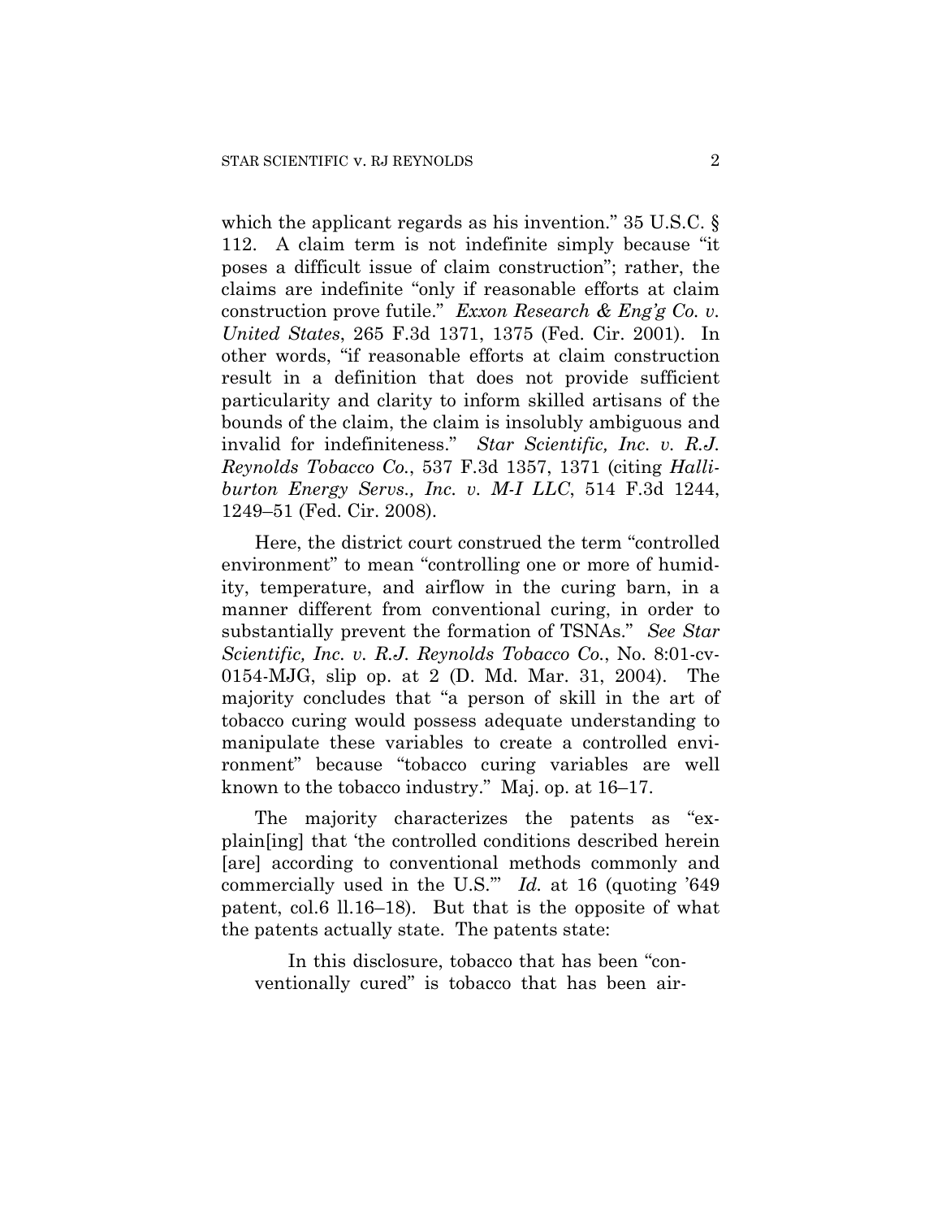which the applicant regards as his invention." 35 U.S.C. § 112. A claim term is not indefinite simply because "it poses a difficult issue of claim construction"; rather, the claims are indefinite "only if reasonable efforts at claim construction prove futile." *Exxon Research & Eng'g Co. v. United States*, 265 F.3d 1371, 1375 (Fed. Cir. 2001). In other words, "if reasonable efforts at claim construction result in a definition that does not provide sufficient particularity and clarity to inform skilled artisans of the bounds of the claim, the claim is insolubly ambiguous and invalid for indefiniteness." *Star Scientific, Inc. v. R.J. Reynolds Tobacco Co.*, 537 F.3d 1357, 1371 (citing *Halliburton Energy Servs., Inc. v. M-I LLC*, 514 F.3d 1244, 1249–51 (Fed. Cir. 2008).

Here, the district court construed the term "controlled environment" to mean "controlling one or more of humidity, temperature, and airflow in the curing barn, in a manner different from conventional curing, in order to substantially prevent the formation of TSNAs." *See Star Scientific, Inc. v. R.J. Reynolds Tobacco Co.*, No. 8:01-cv-0154-MJG, slip op. at 2 (D. Md. Mar. 31, 2004). The majority concludes that "a person of skill in the art of tobacco curing would possess adequate understanding to manipulate these variables to create a controlled environment" because "tobacco curing variables are well known to the tobacco industry." Maj. op. at 16–17.

The majority characterizes the patents as "explain[ing] that 'the controlled conditions described herein [are] according to conventional methods commonly and commercially used in the U.S.'" *Id.* at 16 (quoting '649 patent, col.6 ll.16–18). But that is the opposite of what the patents actually state. The patents state:

> In this disclosure, tobacco that has been "conventionally cured" is tobacco that has been air-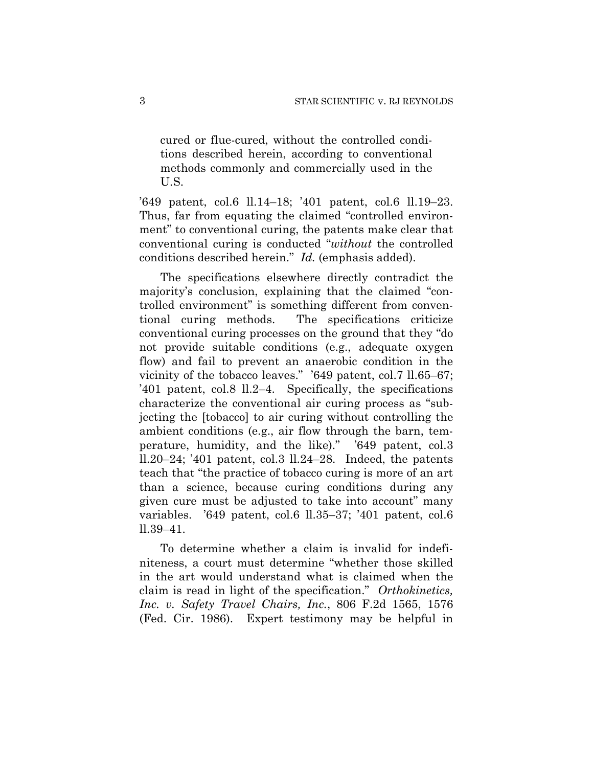> cured or flue-cured, without the controlled conditions described herein, according to conventional methods commonly and commercially used in the U.S.

'649 patent, col.6 ll.14–18; '401 patent, col.6 ll.19–23. Thus, far from equating the claimed "controlled environment" to conventional curing, the patents make clear that conventional curing is conducted "*without* the controlled conditions described herein." *Id.* (emphasis added).

The specifications elsewhere directly contradict the majority's conclusion, explaining that the claimed "controlled environment" is something different from conventional curing methods. The specifications criticize conventional curing processes on the ground that they "do not provide suitable conditions (e.g., adequate oxygen flow) and fail to prevent an anaerobic condition in the vicinity of the tobacco leaves." '649 patent, col.7 ll.65–67; '401 patent, col.8 ll.2–4. Specifically, the specifications characterize the conventional air curing process as "subjecting the [tobacco] to air curing without controlling the ambient conditions (e.g., air flow through the barn, temperature, humidity, and the like)." '649 patent, col.3 ll.20–24; '401 patent, col.3 ll.24–28. Indeed, the patents teach that "the practice of tobacco curing is more of an art than a science, because curing conditions during any given cure must be adjusted to take into account" many variables. '649 patent, col.6 ll.35–37; '401 patent, col.6 ll.39–41.

To determine whether a claim is invalid for indefiniteness, a court must determine "whether those skilled in the art would understand what is claimed when the claim is read in light of the specification." *Orthokinetics, Inc. v. Safety Travel Chairs, Inc.*, 806 F.2d 1565, 1576 (Fed. Cir. 1986). Expert testimony may be helpful in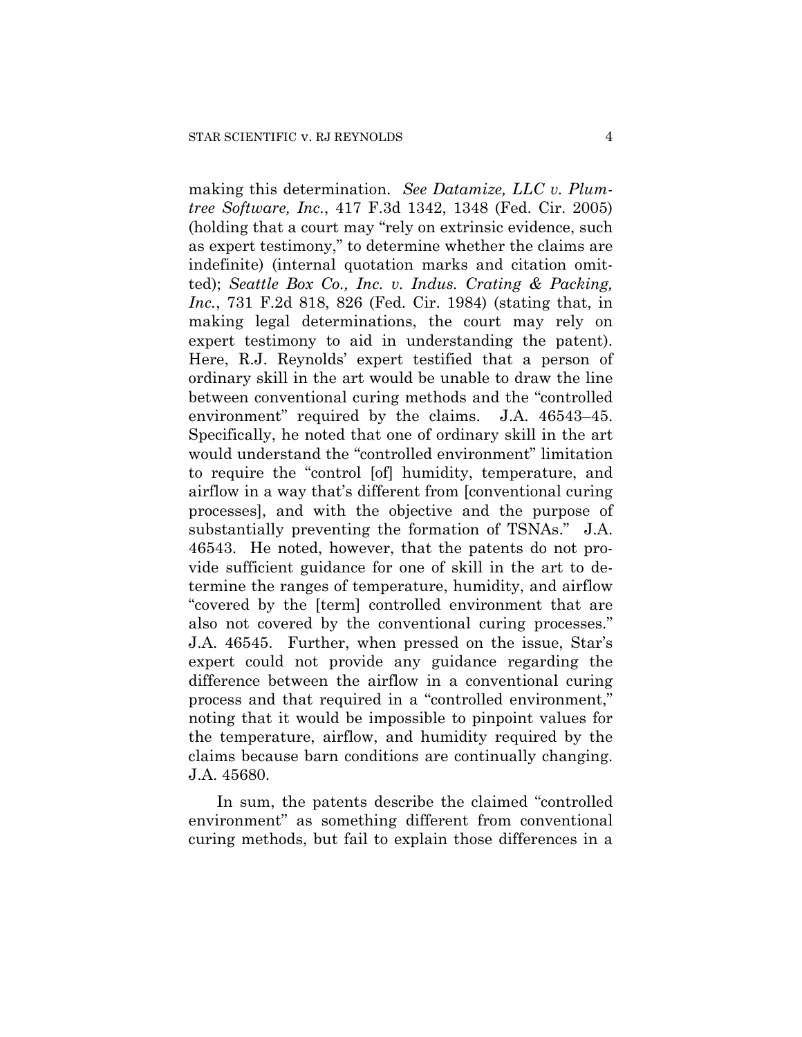making this determination. *See Datamize, LLC v. Plumtree Software, Inc.*, 417 F.3d 1342, 1348 (Fed. Cir. 2005) (holding that a court may "rely on extrinsic evidence, such as expert testimony," to determine whether the claims are indefinite) (internal quotation marks and citation omitted); *Seattle Box Co., Inc. v. Indus. Crating & Packing, Inc.*, 731 F.2d 818, 826 (Fed. Cir. 1984) (stating that, in making legal determinations, the court may rely on expert testimony to aid in understanding the patent). Here, R.J. Reynolds' expert testified that a person of ordinary skill in the art would be unable to draw the line between conventional curing methods and the "controlled environment" required by the claims. J.A. 46543–45. Specifically, he noted that one of ordinary skill in the art would understand the "controlled environment" limitation to require the "control [of] humidity, temperature, and airflow in a way that's different from [conventional curing processes], and with the objective and the purpose of substantially preventing the formation of TSNAs." J.A. 46543. He noted, however, that the patents do not provide sufficient guidance for one of skill in the art to determine the ranges of temperature, humidity, and airflow "covered by the [term] controlled environment that are also not covered by the conventional curing processes." J.A. 46545. Further, when pressed on the issue, Star's expert could not provide any guidance regarding the difference between the airflow in a conventional curing process and that required in a "controlled environment," noting that it would be impossible to pinpoint values for the temperature, airflow, and humidity required by the claims because barn conditions are continually changing. J.A. 45680.

In sum, the patents describe the claimed "controlled environment" as something different from conventional curing methods, but fail to explain those differences in a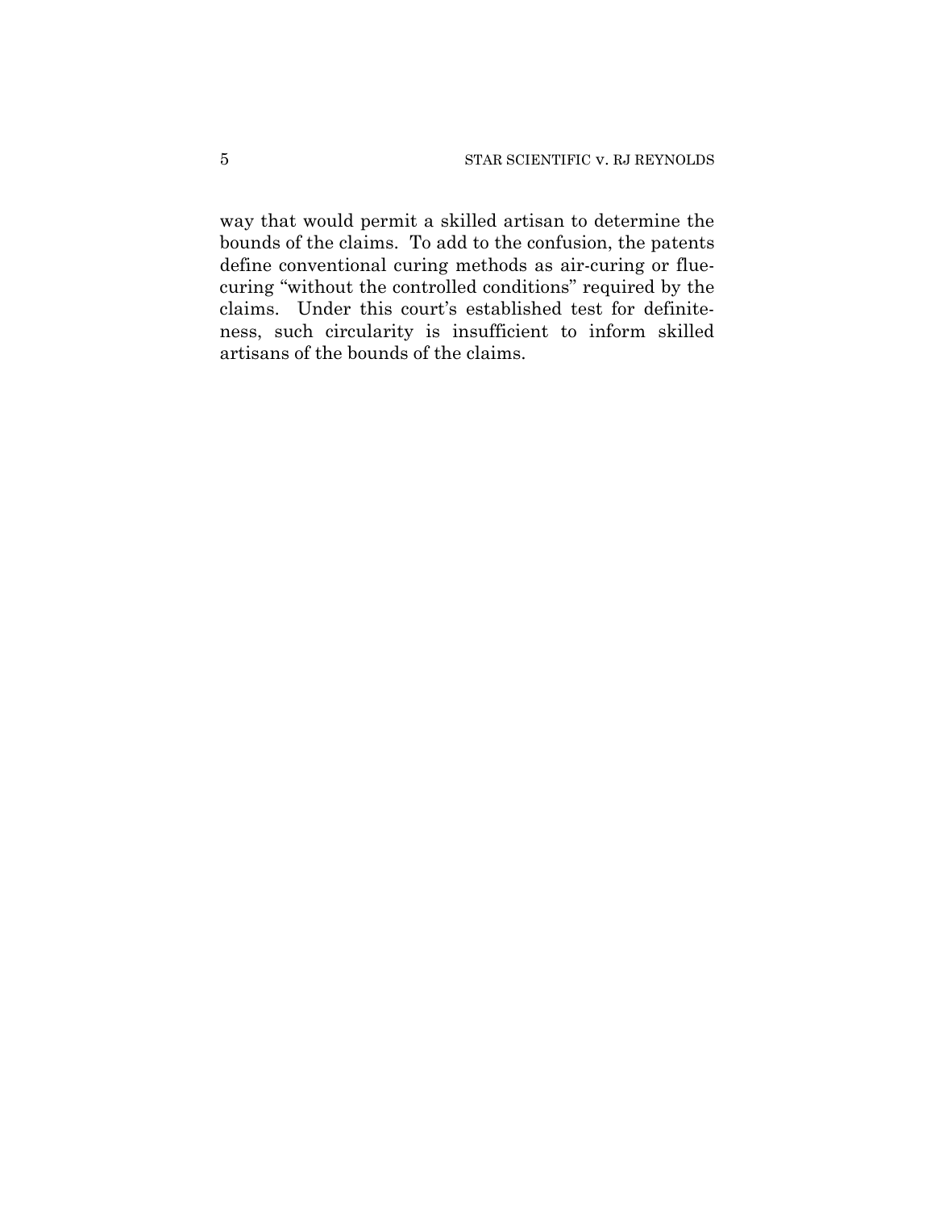way that would permit a skilled artisan to determine the bounds of the claims. To add to the confusion, the patents define conventional curing methods as air-curing or flue-curing "without the controlled conditions" required by the claims. Under this court's established test for definiteness, such circularity is insufficient to inform skilled artisans of the bounds of the claims.